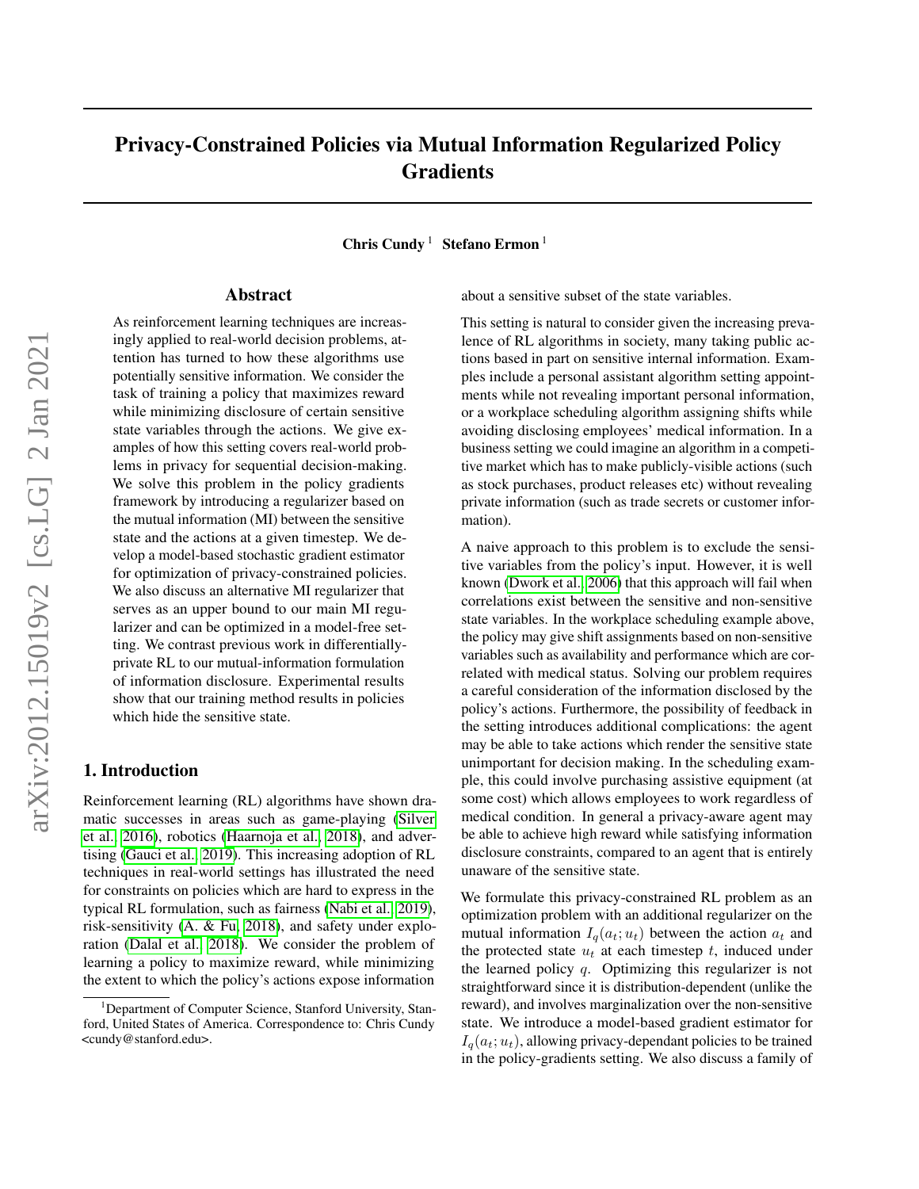# Privacy-Constrained Policies via Mutual Information Regularized Policy Gradients

**Chris Cundy** [1] **Stefano Ermon** [1]

## Abstract

As reinforcement learning techniques are increasingly applied to real-world decision problems, attention has turned to how these algorithms use potentially sensitive information. We consider the task of training a policy that maximizes reward while minimizing disclosure of certain sensitive state variables through the actions. We give examples of how this setting covers real-world problems in privacy for sequential decision-making. We solve this problem in the policy gradients framework by introducing a regularizer based on the mutual information (MI) between the sensitive state and the actions at a given timestep. We develop a model-based stochastic gradient estimator for optimization of privacy-constrained policies. We also discuss an alternative MI regularizer that serves as an upper bound to our main MI regularizer and can be optimized in a model-free setting. We contrast previous work in differentially-private RL to our mutual-information formulation of information disclosure. Experimental results show that our training method results in policies which hide the sensitive state.

## 1. Introduction

Reinforcement learning (RL) algorithms have shown dramatic successes in areas such as game-playing (Silver et al., 2016), robotics (Haarnoja et al., 2018), and advertising (Gauci et al., 2019). This increasing adoption of RL techniques in real-world settings has illustrated the need for constraints on policies which are hard to express in the typical RL formulation, such as fairness (Nabi et al., 2019), risk-sensitivity (A. & Fu, 2018), and safety under exploration (Dalal et al., 2018). We consider the problem of learning a policy to maximize reward, while minimizing the extent to which the policy's actions expose information about a sensitive subset of the state variables.

This setting is natural to consider given the increasing prevalence of RL algorithms in society, many taking public actions based in part on sensitive internal information. Examples include a personal assistant algorithm setting appointments while not revealing important personal information, or a workplace scheduling algorithm assigning shifts while avoiding disclosing employees' medical information. In a business setting we could imagine an algorithm in a competitive market which has to make publicly-visible actions (such as stock purchases, product releases etc) without revealing private information (such as trade secrets or customer information).

A naive approach to this problem is to exclude the sensitive variables from the policy's input. However, it is well known (Dwork et al., 2006) that this approach will fail when correlations exist between the sensitive and non-sensitive state variables. In the workplace scheduling example above, the policy may give shift assignments based on non-sensitive variables such as availability and performance which are correlated with medical status. Solving our problem requires a careful consideration of the information disclosed by the policy's actions. Furthermore, the possibility of feedback in the setting introduces additional complications: the agent may be able to take actions which render the sensitive state unimportant for decision making. In the scheduling example, this could involve purchasing assistive equipment (at some cost) which allows employees to work regardless of medical condition. In general a privacy-aware agent may be able to achieve high reward while satisfying information disclosure constraints, compared to an agent that is entirely unaware of the sensitive state.

We formulate this privacy-constrained RL problem as an optimization problem with an additional regularizer on the mutual information $I_q(a_t; u_t)$ between the action $a_t$ and the protected state $u_t$ at each timestep $t$, induced under the learned policy $q$. Optimizing this regularizer is not straightforward since it is distribution-dependent (unlike the reward), and involves marginalization over the non-sensitive state. We introduce a model-based gradient estimator for $I_q(a_t; u_t)$, allowing privacy-dependant policies to be trained in the policy-gradients setting. We also discuss a family of

[1] Department of Computer Science, Stanford University, Stanford, United States of America. Correspondence to: Chris Cundy <cundy@stanford.edu>.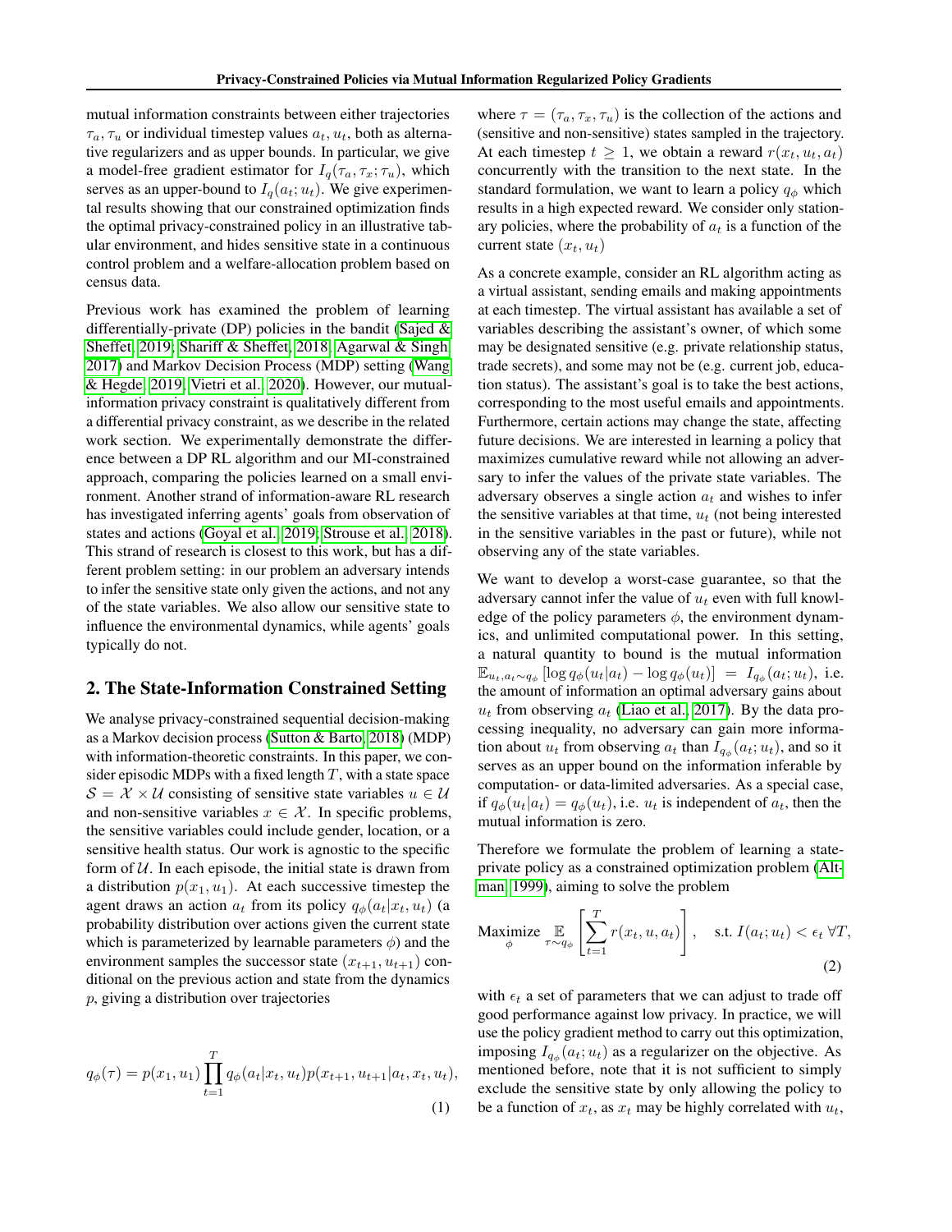mutual information constraints between either trajectories $\tau_a, \tau_u$ or individual timestep values $a_t, u_t$, both as alternative regularizers and as upper bounds. In particular, we give a model-free gradient estimator for $I_q(\tau_a, \tau_x; \tau_u)$, which serves as an upper-bound to $I_q(a_t; u_t)$. We give experimental results showing that our constrained optimization finds the optimal privacy-constrained policy in an illustrative tabular environment, and hides sensitive state in a continuous control problem and a welfare-allocation problem based on census data.

Previous work has examined the problem of learning differentially-private (DP) policies in the bandit (Sajed & Sheffet, 2019; Shariff & Sheffet, 2018; Agarwal & Singh, 2017) and Markov Decision Process (MDP) setting (Wang & Hegde, 2019; Vietri et al., 2020). However, our mutual-information privacy constraint is qualitatively different from a differential privacy constraint, as we describe in the related work section. We experimentally demonstrate the difference between a DP RL algorithm and our MI-constrained approach, comparing the policies learned on a small environment. Another strand of information-aware RL research has investigated inferring agents' goals from observation of states and actions (Goyal et al., 2019; Strouse et al., 2018). This strand of research is closest to this work, but has a different problem setting: in our problem an adversary intends to infer the sensitive state only given the actions, and not any of the state variables. We also allow our sensitive state to influence the environmental dynamics, while agents' goals typically do not.

## 2. The State-Information Constrained Setting

We analyse privacy-constrained sequential decision-making as a Markov decision process (Sutton & Barto, 2018) (MDP) with information-theoretic constraints. In this paper, we consider episodic MDPs with a fixed length $T$, with a state space $\mathcal{S} = \mathcal{X} \times \mathcal{U}$ consisting of sensitive state variables $u \in \mathcal{U}$ and non-sensitive variables $x \in \mathcal{X}$. In specific problems, the sensitive variables could include gender, location, or a sensitive health status. Our work is agnostic to the specific form of $\mathcal{U}$. In each episode, the initial state is drawn from a distribution $p(x_1, u_1)$. At each successive timestep the agent draws an action $a_t$ from its policy $q_\phi(a_t|x_t, u_t)$ (a probability distribution over actions given the current state which is parameterized by learnable parameters $\phi$) and the environment samples the successor state $(x_{t+1}, u_{t+1})$ conditional on the previous action and state from the dynamics $p$, giving a distribution over trajectories

$$q_\phi(\tau) = p(x_1, u_1) \prod_{t=1}^{T} q_\phi(a_t|x_t, u_t) p(x_{t+1}, u_{t+1}|a_t, x_t, u_t), \tag{1}$$

where $\tau = (\tau_a, \tau_x, \tau_u)$ is the collection of the actions and (sensitive and non-sensitive) states sampled in the trajectory. At each timestep $t \geq 1$, we obtain a reward $r(x_t, u_t, a_t)$ concurrently with the transition to the next state. In the standard formulation, we want to learn a policy $q_\phi$ which results in a high expected reward. We consider only stationary policies, where the probability of $a_t$ is a function of the current state $(x_t, u_t)$

As a concrete example, consider an RL algorithm acting as a virtual assistant, sending emails and making appointments at each timestep. The virtual assistant has available a set of variables describing the assistant's owner, of which some may be designated sensitive (e.g. private relationship status, trade secrets), and some may not be (e.g. current job, education status). The assistant's goal is to take the best actions, corresponding to the most useful emails and appointments. Furthermore, certain actions may change the state, affecting future decisions. We are interested in learning a policy that maximizes cumulative reward while not allowing an adversary to infer the values of the private state variables. The adversary observes a single action $a_t$ and wishes to infer the sensitive variables at that time, $u_t$ (not being interested in the sensitive variables in the past or future), while not observing any of the state variables.

We want to develop a worst-case guarantee, so that the adversary cannot infer the value of $u_t$ even with full knowledge of the policy parameters $\phi$, the environment dynamics, and unlimited computational power. In this setting, a natural quantity to bound is the mutual information $\mathbb{E}_{u_t, a_t \sim q_\phi} [\log q_\phi(u_t|a_t) - \log q_\phi(u_t)] = I_{q_\phi}(a_t; u_t)$, i.e. the amount of information an optimal adversary gains about $u_t$ from observing $a_t$ (Liao et al., 2017). By the data processing inequality, no adversary can gain more information about $u_t$ from observing $a_t$ than $I_{q_\phi}(a_t; u_t)$, and so it serves as an upper bound on the information inferable by computation- or data-limited adversaries. As a special case, if $q_\phi(u_t|a_t) = q_\phi(u_t)$, i.e. $u_t$ is independent of $a_t$, then the mutual information is zero.

Therefore we formulate the problem of learning a state-private policy as a constrained optimization problem (Altman, 1999), aiming to solve the problem

$$\underset{\phi}{\text{Maximize}} \underset{\tau \sim q_\phi}{\mathbb{E}} \left[ \sum_{t=1}^{T} r(x_t, u, a_t) \right], \quad \text{s.t. } I(a_t; u_t) < \epsilon_t \; \forall T, \tag{2}$$

with $\epsilon_t$ a set of parameters that we can adjust to trade off good performance against low privacy. In practice, we will use the policy gradient method to carry out this optimization, imposing $I_{q_\phi}(a_t; u_t)$ as a regularizer on the objective. As mentioned before, note that it is not sufficient to simply exclude the sensitive state by only allowing the policy to be a function of $x_t$, as $x_t$ may be highly correlated with $u_t$,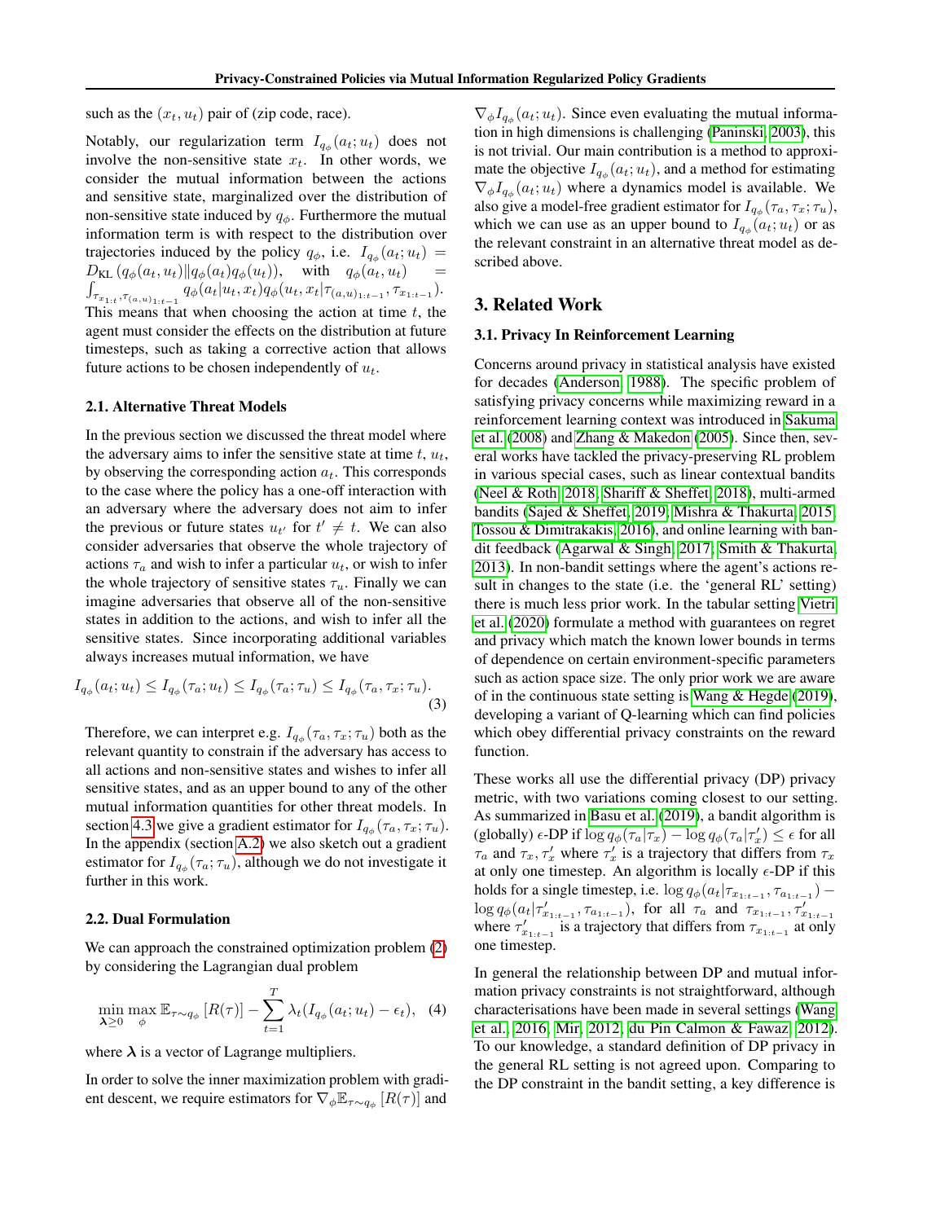such as the $(x_t, u_t)$ pair of (zip code, race).

Notably, our regularization term $I_{q_\phi}(a_t; u_t)$ does not involve the non-sensitive state $x_t$. In other words, we consider the mutual information between the actions and sensitive state, marginalized over the distribution of non-sensitive state induced by $q_\phi$. Furthermore the mutual information term is with respect to the distribution over trajectories induced by the policy $q_\phi$, i.e. $I_{q_\phi}(a_t; u_t) = D_{\text{KL}}\left(q_\phi(a_t, u_t) \| q_\phi(a_t) q_\phi(u_t)\right)$, with $q_\phi(a_t, u_t) = \int_{\tau_{x_{1:t}}, \tau_{(a,u)_{1:t-1}}} q_\phi(a_t | u_t, x_t) q_\phi(u_t, x_t | \tau_{(a,u)_{1:t-1}}, \tau_{x_{1:t-1}})$. This means that when choosing the action at time $t$, the agent must consider the effects on the distribution at future timesteps, such as taking a corrective action that allows future actions to be chosen independently of $u_t$.

### 2.1. Alternative Threat Models

In the previous section we discussed the threat model where the adversary aims to infer the sensitive state at time $t$, $u_t$, by observing the corresponding action $a_t$. This corresponds to the case where the policy has a one-off interaction with an adversary where the adversary does not aim to infer the previous or future states $u_{t'}$ for $t' \neq t$. We can also consider adversaries that observe the whole trajectory of actions $\tau_a$ and wish to infer a particular $u_t$, or wish to infer the whole trajectory of sensitive states $\tau_u$. Finally we can imagine adversaries that observe all of the non-sensitive states in addition to the actions, and wish to infer all the sensitive states. Since incorporating additional variables always increases mutual information, we have

$$I_{q_\phi}(a_t; u_t) \leq I_{q_\phi}(\tau_a; u_t) \leq I_{q_\phi}(\tau_a; \tau_u) \leq I_{q_\phi}(\tau_a, \tau_x; \tau_u). \tag{3}$$

Therefore, we can interpret e.g. $I_{q_\phi}(\tau_a, \tau_x; \tau_u)$ both as the relevant quantity to constrain if the adversary has access to all actions and non-sensitive states and wishes to infer all sensitive states, and as an upper bound to any of the other mutual information quantities for other threat models. In section 4.3 we give a gradient estimator for $I_{q_\phi}(\tau_a, \tau_x; \tau_u)$. In the appendix (section A.2) we also sketch out a gradient estimator for $I_{q_\phi}(\tau_a; \tau_u)$, although we do not investigate it further in this work.

### 2.2. Dual Formulation

We can approach the constrained optimization problem (2) by considering the Lagrangian dual problem

$$\min_{\boldsymbol{\lambda} \geq 0} \max_{\phi} \mathbb{E}_{\tau \sim q_\phi}\left[R(\tau)\right] - \sum_{t=1}^{T} \lambda_t (I_{q_\phi}(a_t; u_t) - \epsilon_t), \tag{4}$$

where $\boldsymbol{\lambda}$ is a vector of Lagrange multipliers.

In order to solve the inner maximization problem with gradient descent, we require estimators for $\nabla_\phi \mathbb{E}_{\tau \sim q_\phi}\left[R(\tau)\right]$ and $\nabla_\phi I_{q_\phi}(a_t; u_t)$. Since even evaluating the mutual information in high dimensions is challenging (Paninski, 2003), this is not trivial. Our main contribution is a method to approximate the objective $I_{q_\phi}(a_t; u_t)$, and a method for estimating $\nabla_\phi I_{q_\phi}(a_t; u_t)$ where a dynamics model is available. We also give a model-free gradient estimator for $I_{q_\phi}(\tau_a, \tau_x; \tau_u)$, which we can use as an upper bound to $I_{q_\phi}(a_t; u_t)$ or as the relevant constraint in an alternative threat model as described above.

## 3. Related Work

### 3.1. Privacy In Reinforcement Learning

Concerns around privacy in statistical analysis have existed for decades (Anderson, 1988). The specific problem of satisfying privacy concerns while maximizing reward in a reinforcement learning context was introduced in Sakuma et al. (2008) and Zhang & Makedon (2005). Since then, several works have tackled the privacy-preserving RL problem in various special cases, such as linear contextual bandits (Neel & Roth, 2018; Shariff & Sheffet, 2018), multi-armed bandits (Sajed & Sheffet, 2019; Mishra & Thakurta, 2015; Tossou & Dimitrakakis, 2016), and online learning with bandit feedback (Agarwal & Singh, 2017; Smith & Thakurta, 2013). In non-bandit settings where the agent's actions result in changes to the state (i.e. the 'general RL' setting) there is much less prior work. In the tabular setting Vietri et al. (2020) formulate a method with guarantees on regret and privacy which match the known lower bounds in terms of dependence on certain environment-specific parameters such as action space size. The only prior work we are aware of in the continuous state setting is Wang & Hegde (2019), developing a variant of Q-learning which can find policies which obey differential privacy constraints on the reward function.

These works all use the differential privacy (DP) privacy metric, with two variations coming closest to our setting. As summarized in Basu et al. (2019), a bandit algorithm is (globally) $\epsilon$-DP if $\log q_\phi(\tau_a | \tau_x) - \log q_\phi(\tau_a | \tau'_x) \leq \epsilon$ for all $\tau_a$ and $\tau_x, \tau'_x$ where $\tau'_x$ is a trajectory that differs from $\tau_x$ at only one timestep. An algorithm is locally $\epsilon$-DP if this holds for a single timestep, i.e. $\log q_\phi(a_t | \tau_{x_{1:t-1}}, \tau_{a_{1:t-1}}) - \log q_\phi(a_t | \tau'_{x_{1:t-1}}, \tau_{a_{1:t-1}})$, for all $\tau_a$ and $\tau_{x_{1:t-1}}, \tau'_{x_{1:t-1}}$ where $\tau'_{x_{1:t-1}}$ is a trajectory that differs from $\tau_{x_{1:t-1}}$ at only one timestep.

In general the relationship between DP and mutual information privacy constraints is not straightforward, although characterisations have been made in several settings (Wang et al., 2016; Mir, 2012; du Pin Calmon & Fawaz, 2012). To our knowledge, a standard definition of DP privacy in the general RL setting is not agreed upon. Comparing to the DP constraint in the bandit setting, a key difference is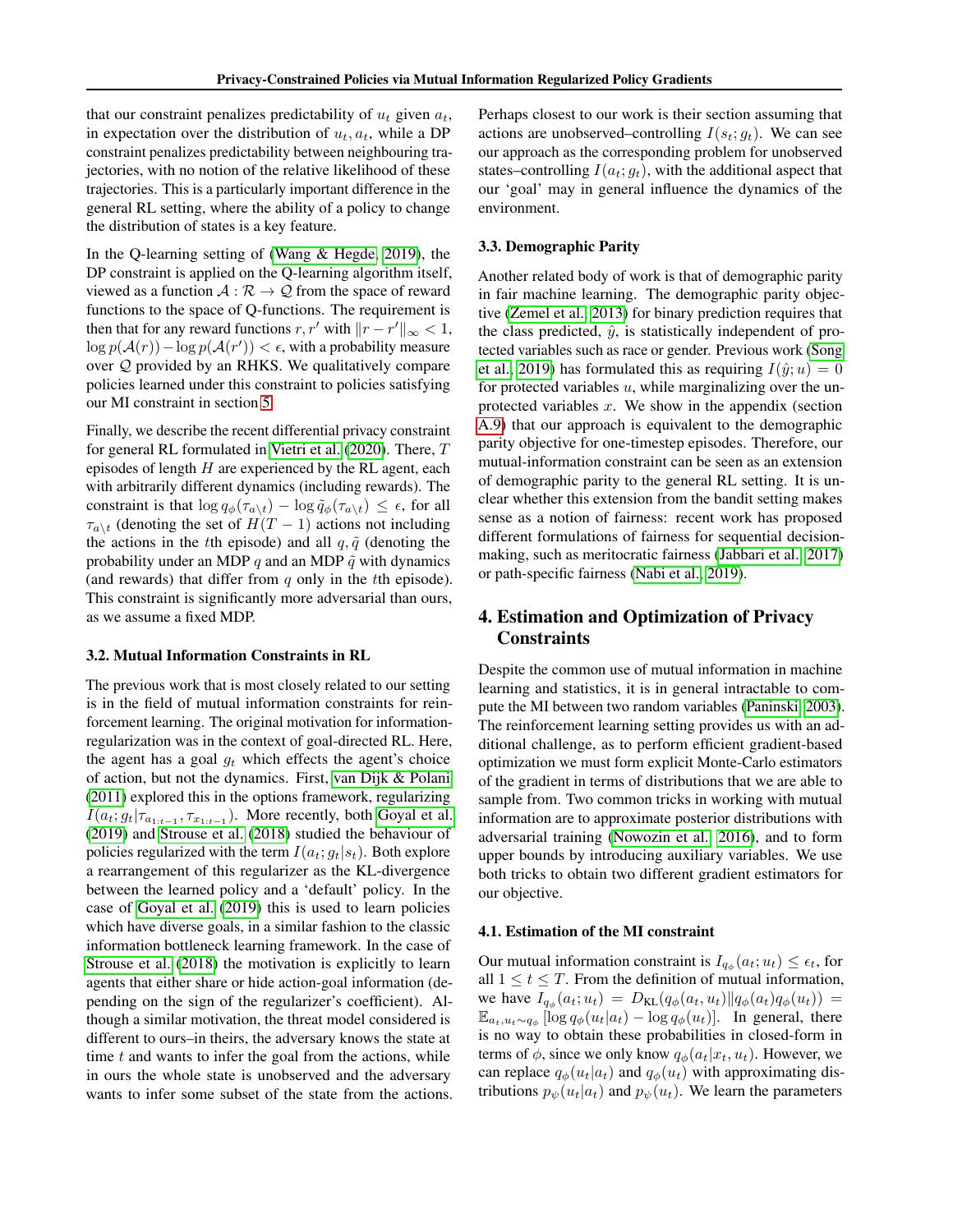that our constraint penalizes predictability of $u_t$ given $a_t$, in expectation over the distribution of $u_t, a_t$, while a DP constraint penalizes predictability between neighbouring trajectories, with no notion of the relative likelihood of these trajectories. This is a particularly important difference in the general RL setting, where the ability of a policy to change the distribution of states is a key feature.

In the Q-learning setting of (Wang & Hegde, 2019), the DP constraint is applied on the Q-learning algorithm itself, viewed as a function $\mathcal{A} : \mathcal{R} \to \mathcal{Q}$ from the space of reward functions to the space of Q-functions. The requirement is then that for any reward functions $r, r'$ with $\|r - r'\|_\infty < 1$, $\log p(\mathcal{A}(r)) - \log p(\mathcal{A}(r')) < \epsilon$, with a probability measure over $\mathcal{Q}$ provided by an RHKS. We qualitatively compare policies learned under this constraint to policies satisfying our MI constraint in section 5.

Finally, we describe the recent differential privacy constraint for general RL formulated in Vietri et al. (2020). There, $T$ episodes of length $H$ are experienced by the RL agent, each with arbitrarily different dynamics (including rewards). The constraint is that $\log q_\phi(\tau_{a\setminus t}) - \log \tilde{q}_\phi(\tau_{a\setminus t}) \leq \epsilon$, for all $\tau_{a\setminus t}$ (denoting the set of $H(T-1)$ actions not including the actions in the $t$th episode) and all $q, \tilde{q}$ (denoting the probability under an MDP $q$ and an MDP $\tilde{q}$ with dynamics (and rewards) that differ from $q$ only in the $t$th episode). This constraint is significantly more adversarial than ours, as we assume a fixed MDP.

### 3.2. Mutual Information Constraints in RL

The previous work that is most closely related to our setting is in the field of mutual information constraints for reinforcement learning. The original motivation for information-regularization was in the context of goal-directed RL. Here, the agent has a goal $g_t$ which effects the agent's choice of action, but not the dynamics. First, van Dijk & Polani (2011) explored this in the options framework, regularizing $I(a_t; g_t | \tau_{a_{1:t-1}}, \tau_{x_{1:t-1}})$. More recently, both Goyal et al. (2019) and Strouse et al. (2018) studied the behaviour of policies regularized with the term $I(a_t; g_t | s_t)$. Both explore a rearrangement of this regularizer as the KL-divergence between the learned policy and a 'default' policy. In the case of Goyal et al. (2019) this is used to learn policies which have diverse goals, in a similar fashion to the classic information bottleneck learning framework. In the case of Strouse et al. (2018) the motivation is explicitly to learn agents that either share or hide action-goal information (depending on the sign of the regularizer's coefficient). Although a similar motivation, the threat model considered is different to ours–in theirs, the adversary knows the state at time $t$ and wants to infer the goal from the actions, while in ours the whole state is unobserved and the adversary wants to infer some subset of the state from the actions. Perhaps closest to our work is their section assuming that actions are unobserved–controlling $I(s_t; g_t)$. We can see our approach as the corresponding problem for unobserved states–controlling $I(a_t; g_t)$, with the additional aspect that our 'goal' may in general influence the dynamics of the environment.

### 3.3. Demographic Parity

Another related body of work is that of demographic parity in fair machine learning. The demographic parity objective (Zemel et al., 2013) for binary prediction requires that the class predicted, $\hat{y}$, is statistically independent of protected variables such as race or gender. Previous work (Song et al., 2019) has formulated this as requiring $I(\hat{y}; u) = 0$ for protected variables $u$, while marginalizing over the unprotected variables $x$. We show in the appendix (section A.9) that our approach is equivalent to the demographic parity objective for one-timestep episodes. Therefore, our mutual-information constraint can be seen as an extension of demographic parity to the general RL setting. It is unclear whether this extension from the bandit setting makes sense as a notion of fairness: recent work has proposed different formulations of fairness for sequential decision-making, such as meritocratic fairness (Jabbari et al., 2017) or path-specific fairness (Nabi et al., 2019).

## 4. Estimation and Optimization of Privacy Constraints

Despite the common use of mutual information in machine learning and statistics, it is in general intractable to compute the MI between two random variables (Paninski, 2003). The reinforcement learning setting provides us with an additional challenge, as to perform efficient gradient-based optimization we must form explicit Monte-Carlo estimators of the gradient in terms of distributions that we are able to sample from. Two common tricks in working with mutual information are to approximate posterior distributions with adversarial training (Nowozin et al., 2016), and to form upper bounds by introducing auxiliary variables. We use both tricks to obtain two different gradient estimators for our objective.

### 4.1. Estimation of the MI constraint

Our mutual information constraint is $I_{q_\phi}(a_t; u_t) \leq \epsilon_t$, for all $1 \leq t \leq T$. From the definition of mutual information, we have $I_{q_\phi}(a_t; u_t) = D_{\text{KL}}(q_\phi(a_t, u_t) \| q_\phi(a_t) q_\phi(u_t)) = \mathbb{E}_{a_t, u_t \sim q_\phi} [\log q_\phi(u_t | a_t) - \log q_\phi(u_t)]$. In general, there is no way to obtain these probabilities in closed-form in terms of $\phi$, since we only know $q_\phi(a_t | x_t, u_t)$. However, we can replace $q_\phi(u_t | a_t)$ and $q_\phi(u_t)$ with approximating distributions $p_\psi(u_t | a_t)$ and $p_\psi(u_t)$. We learn the parameters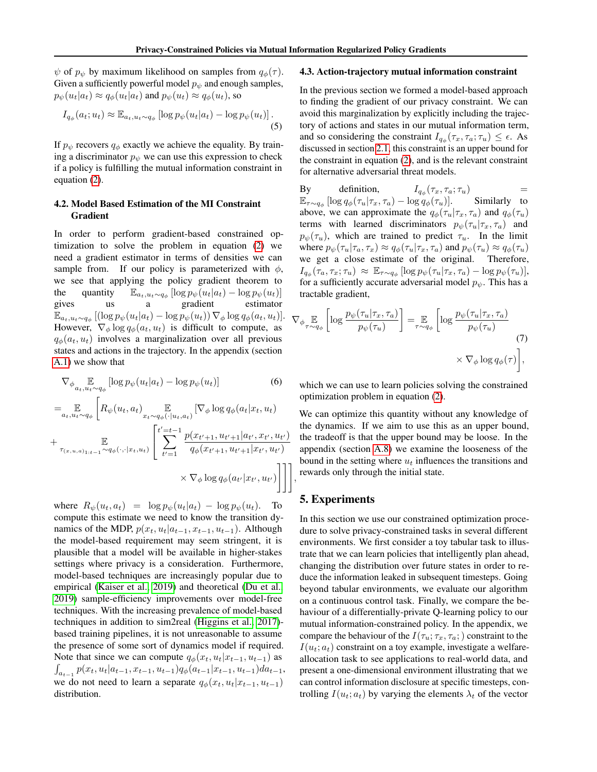$\psi$ of $p_\psi$ by maximum likelihood on samples from $q_\phi(\tau)$. Given a sufficiently powerful model $p_\psi$ and enough samples, $p_\psi(u_t|a_t) \approx q_\phi(u_t|a_t)$ and $p_\psi(u_t) \approx q_\phi(u_t)$, so

$$I_{q_\phi}(a_t; u_t) \approx \mathbb{E}_{a_t, u_t \sim q_\phi}\left[\log p_\psi(u_t|a_t) - \log p_\psi(u_t)\right]. \tag{5}$$

If $p_\psi$ recovers $q_\phi$ exactly we achieve the equality. By training a discriminator $p_\psi$ we can use this expression to check if a policy is fulfilling the mutual information constraint in equation (2).

### 4.2. Model Based Estimation of the MI Constraint Gradient

In order to perform gradient-based constrained optimization to solve the problem in equation (2) we need a gradient estimator in terms of densities we can sample from. If our policy is parameterized with $\phi$, we see that applying the policy gradient theorem to the quantity $\mathbb{E}_{a_t, u_t \sim q_\phi}\left[\log p_\psi(u_t|a_t) - \log p_\psi(u_t)\right]$ gives us a gradient estimator $\mathbb{E}_{a_t, u_t \sim q_\phi}\left[(\log p_\psi(u_t|a_t) - \log p_\psi(u_t))\, \nabla_\phi \log q_\phi(a_t, u_t)\right]$. However, $\nabla_\phi \log q_\phi(a_t, u_t)$ is difficult to compute, as $q_\phi(a_t, u_t)$ involves a marginalization over all previous states and actions in the trajectory. In the appendix (section A.1) we show that

$$\begin{aligned}
&\nabla_\phi \mathop{\mathbb{E}}_{a_t, u_t \sim q_\phi}\left[\log p_\psi(u_t|a_t) - \log p_\psi(u_t)\right] \qquad (6)\\
&= \mathop{\mathbb{E}}_{a_t, u_t \sim q_\phi}\Bigg[R_\psi(u_t, a_t) \mathop{\mathbb{E}}_{x_t \sim q_\phi(\cdot|u_t, a_t)}\Bigg[\nabla_\phi \log q_\phi(a_t|x_t, u_t)\\
&+ \mathop{\mathbb{E}}_{\tau_{(x,u,a)_{1:t-1}} \sim q_\phi(\cdot,\cdot|x_t, u_t)}\Bigg[\sum_{t'=1}^{t'=t-1} \frac{p(x_{t'+1}, u_{t'+1}|a_{t'}, x_{t'}, u_{t'})}{q_\phi(x_{t'+1}, u_{t'+1}|x_{t'}, u_{t'})}\\
&\qquad \times \nabla_\phi \log q_\phi(a_{t'}|x_{t'}, u_{t'})\Bigg]\Bigg]\Bigg],
\end{aligned}$$

where $R_\psi(u_t, a_t) = \log p_\psi(u_t|a_t) - \log p_\psi(u_t)$. To compute this estimate we need to know the transition dynamics of the MDP, $p(x_t, u_t|a_{t-1}, x_{t-1}, u_{t-1})$. Although the model-based requirement may seem stringent, it is plausible that a model will be available in higher-stakes settings where privacy is a consideration. Furthermore, model-based techniques are increasingly popular due to empirical (Kaiser et al., 2019) and theoretical (Du et al., 2019) sample-efficiency improvements over model-free techniques. With the increasing prevalence of model-based techniques in addition to sim2real (Higgins et al., 2017)-based training pipelines, it is not unreasonable to assume the presence of some sort of dynamics model if required. Note that since we can compute $q_\phi(x_t, u_t|x_{t-1}, u_{t-1})$ as $\int_{a_{t-1}} p(x_t, u_t|a_{t-1}, x_{t-1}, u_{t-1}) q_\phi(a_{t-1}|x_{t-1}, u_{t-1}) da_{t-1}$, we do not need to learn a separate $q_\phi(x_t, u_t|x_{t-1}, u_{t-1})$ distribution.

### 4.3. Action-trajectory mutual information constraint

In the previous section we formed a model-based approach to finding the gradient of our privacy constraint. We can avoid this marginalization by explicitly including the trajectory of actions and states in our mutual information term, and so considering the constraint $I_{q_\phi}(\tau_x, \tau_a; \tau_u) \leq \epsilon$. As discussed in section 2.1, this constraint is an upper bound for the constraint in equation (2), and is the relevant constraint for alternative adversarial threat models.

By definition, $I_{q_\phi}(\tau_x, \tau_a; \tau_u) = \mathbb{E}_{\tau \sim q_\phi}\left[\log q_\phi(\tau_u|\tau_x, \tau_a) - \log q_\phi(\tau_u)\right]$. Similarly to above, we can approximate the $q_\phi(\tau_u|\tau_x, \tau_a)$ and $q_\phi(\tau_u)$ terms with learned discriminators $p_\psi(\tau_u|\tau_x, \tau_a)$ and $p_\psi(\tau_u)$, which are trained to predict $\tau_u$. In the limit where $p_\psi(\tau_u|\tau_a, \tau_x) \approx q_\phi(\tau_u|\tau_x, \tau_a)$ and $p_\psi(\tau_u) \approx q_\phi(\tau_u)$ we get a close estimate of the original. Therefore, $I_{q_\phi}(\tau_a, \tau_x; \tau_u) \approx \mathbb{E}_{\tau \sim q_\phi}\left[\log p_\psi(\tau_u|\tau_x, \tau_a) - \log p_\psi(\tau_u)\right]$, for a sufficiently accurate adversarial model $p_\psi$. This has a tractable gradient,

$$\nabla_\phi \mathop{\mathbb{E}}_{\tau \sim q_\phi}\left[\log \frac{p_\psi(\tau_u|\tau_x, \tau_a)}{p_\psi(\tau_u)}\right] = \mathop{\mathbb{E}}_{\tau \sim q_\phi}\left[\log \frac{p_\psi(\tau_u|\tau_x, \tau_a)}{p_\psi(\tau_u)} \times \nabla_\phi \log q_\phi(\tau)\right], \tag{7}$$

which we can use to learn policies solving the constrained optimization problem in equation (2).

We can optimize this quantity without any knowledge of the dynamics. If we aim to use this as an upper bound, the tradeoff is that the upper bound may be loose. In the appendix (section A.8) we examine the looseness of the bound in the setting where $u_t$ influences the transitions and rewards only through the initial state.

## 5. Experiments

In this section we use our constrained optimization procedure to solve privacy-constrained tasks in several different environments. We first consider a toy tabular task to illustrate that we can learn policies that intelligently plan ahead, changing the distribution over future states in order to reduce the information leaked in subsequent timesteps. Going beyond tabular environments, we evaluate our algorithm on a continuous control task. Finally, we compare the behaviour of a differentially-private Q-learning policy to our mutual information-constrained policy. In the appendix, we compare the behaviour of the $I(\tau_u; \tau_x, \tau_a;)$ constraint to the $I(u_t; a_t)$ constraint on a toy example, investigate a welfare-allocation task to see applications to real-world data, and present a one-dimensional environment illustrating that we can control information disclosure at specific timesteps, controlling $I(u_t; a_t)$ by varying the elements $\lambda_t$ of the vector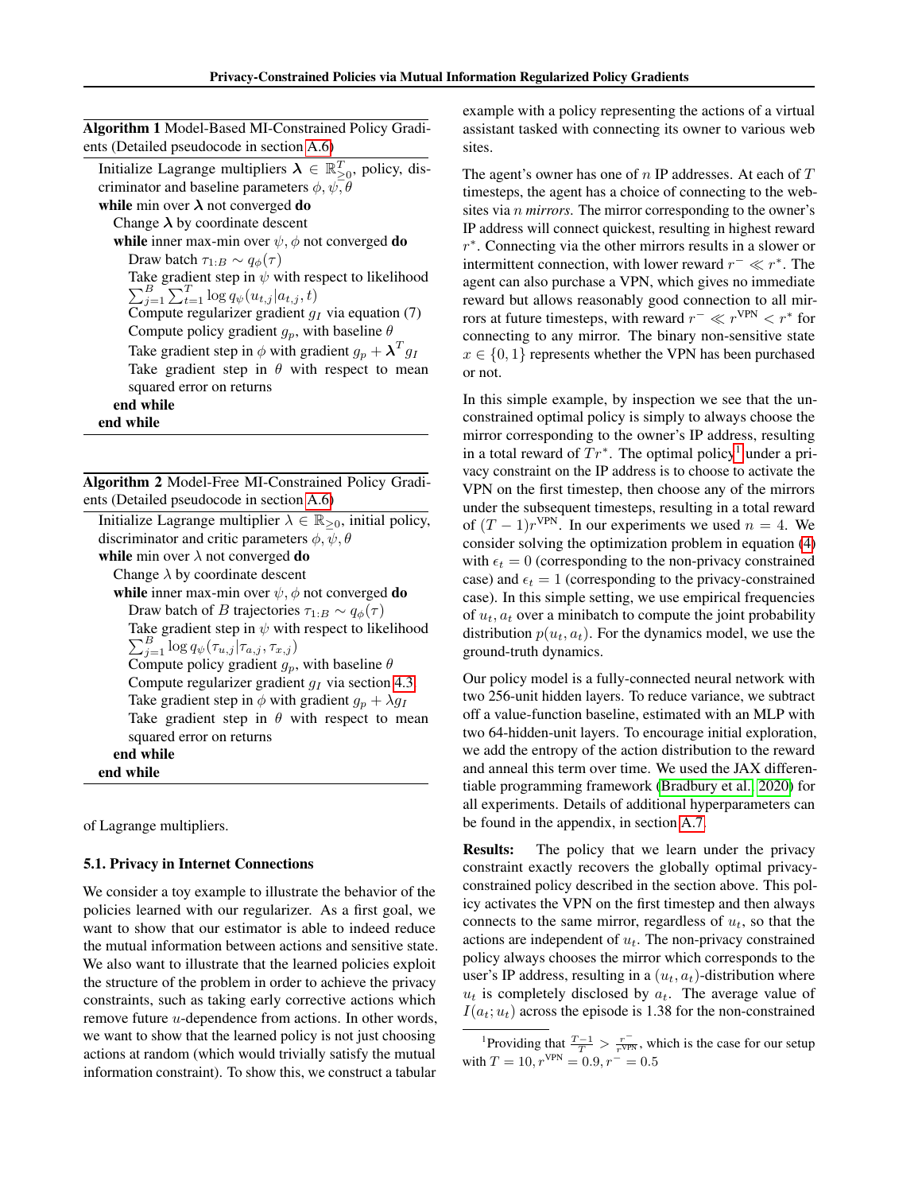**Algorithm 1** Model-Based MI-Constrained Policy Gradients (Detailed pseudocode in section A.6)

```
Initialize Lagrange multipliers λ ∈ ℝ^T_{≥0}, policy, discriminator and baseline parameters φ, ψ, θ
while min over λ not converged do
    Change λ by coordinate descent
    while inner max-min over ψ, φ not converged do
        Draw batch τ_{1:B} ~ q_φ(τ)
        Take gradient step in ψ with respect to likelihood
            Σ_{j=1}^{B} Σ_{t=1}^{T} log q_ψ(u_{t,j} | a_{t,j}, t)
        Compute regularizer gradient g_I via equation (7)
        Compute policy gradient g_p, with baseline θ
        Take gradient step in φ with gradient g_p + λ^T g_I
        Take gradient step in θ with respect to mean squared error on returns
    end while
end while
```

**Algorithm 2** Model-Free MI-Constrained Policy Gradients (Detailed pseudocode in section A.6)

```
Initialize Lagrange multiplier λ ∈ ℝ_{≥0}, initial policy, discriminator and critic parameters φ, ψ, θ
while min over λ not converged do
    Change λ by coordinate descent
    while inner max-min over ψ, φ not converged do
        Draw batch of B trajectories τ_{1:B} ~ q_φ(τ)
        Take gradient step in ψ with respect to likelihood
            Σ_{j=1}^{B} log q_ψ(τ_{u,j} | τ_{a,j}, τ_{x,j})
        Compute policy gradient g_p, with baseline θ
        Compute regularizer gradient g_I via section 4.3
        Take gradient step in φ with gradient g_p + λ g_I
        Take gradient step in θ with respect to mean squared error on returns
    end while
end while
```

of Lagrange multipliers.

### 5.1. Privacy in Internet Connections

We consider a toy example to illustrate the behavior of the policies learned with our regularizer. As a first goal, we want to show that our estimator is able to indeed reduce the mutual information between actions and sensitive state. We also want to illustrate that the learned policies exploit the structure of the problem in order to achieve the privacy constraints, such as taking early corrective actions which remove future $u$-dependence from actions. In other words, we want to show that the learned policy is not just choosing actions at random (which would trivially satisfy the mutual information constraint). To show this, we construct a tabular example with a policy representing the actions of a virtual assistant tasked with connecting its owner to various web sites.

The agent's owner has one of $n$ IP addresses. At each of $T$ timesteps, the agent has a choice of connecting to the websites via $n$ *mirrors*. The mirror corresponding to the owner's IP address will connect quickest, resulting in highest reward $r^*$. Connecting via the other mirrors results in a slower or intermittent connection, with lower reward $r^- \ll r^*$. The agent can also purchase a VPN, which gives no immediate reward but allows reasonably good connection to all mirrors at future timesteps, with reward $r^- \ll r^{\text{VPN}} < r^*$ for connecting to any mirror. The binary non-sensitive state $x \in \{0, 1\}$ represents whether the VPN has been purchased or not.

In this simple example, by inspection we see that the unconstrained optimal policy is simply to always choose the mirror corresponding to the owner's IP address, resulting in a total reward of $Tr^*$. The optimal policy[1] under a privacy constraint on the IP address is to choose to activate the VPN on the first timestep, then choose any of the mirrors under the subsequent timesteps, resulting in a total reward of $(T-1)r^{\text{VPN}}$. In our experiments we used $n = 4$. We consider solving the optimization problem in equation (4) with $\epsilon_t = 0$ (corresponding to the non-privacy constrained case) and $\epsilon_t = 1$ (corresponding to the privacy-constrained case). In this simple setting, we use empirical frequencies of $u_t, a_t$ over a minibatch to compute the joint probability distribution $p(u_t, a_t)$. For the dynamics model, we use the ground-truth dynamics.

Our policy model is a fully-connected neural network with two 256-unit hidden layers. To reduce variance, we subtract off a value-function baseline, estimated with an MLP with two 64-hidden-unit layers. To encourage initial exploration, we add the entropy of the action distribution to the reward and anneal this term over time. We used the JAX differentiable programming framework (Bradbury et al., 2020) for all experiments. Details of additional hyperparameters can be found in the appendix, in section A.7.

**Results:** The policy that we learn under the privacy constraint exactly recovers the globally optimal privacy-constrained policy described in the section above. This policy activates the VPN on the first timestep and then always connects to the same mirror, regardless of $u_t$, so that the actions are independent of $u_t$. The non-privacy constrained policy always chooses the mirror which corresponds to the user's IP address, resulting in a $(u_t, a_t)$-distribution where $u_t$ is completely disclosed by $a_t$. The average value of $I(a_t; u_t)$ across the episode is 1.38 for the non-constrained

[1] Providing that $\frac{T-1}{T} > \frac{r^-}{r^{\text{VPN}}}$, which is the case for our setup with $T = 10, r^{\text{VPN}} = 0.9, r^- = 0.5$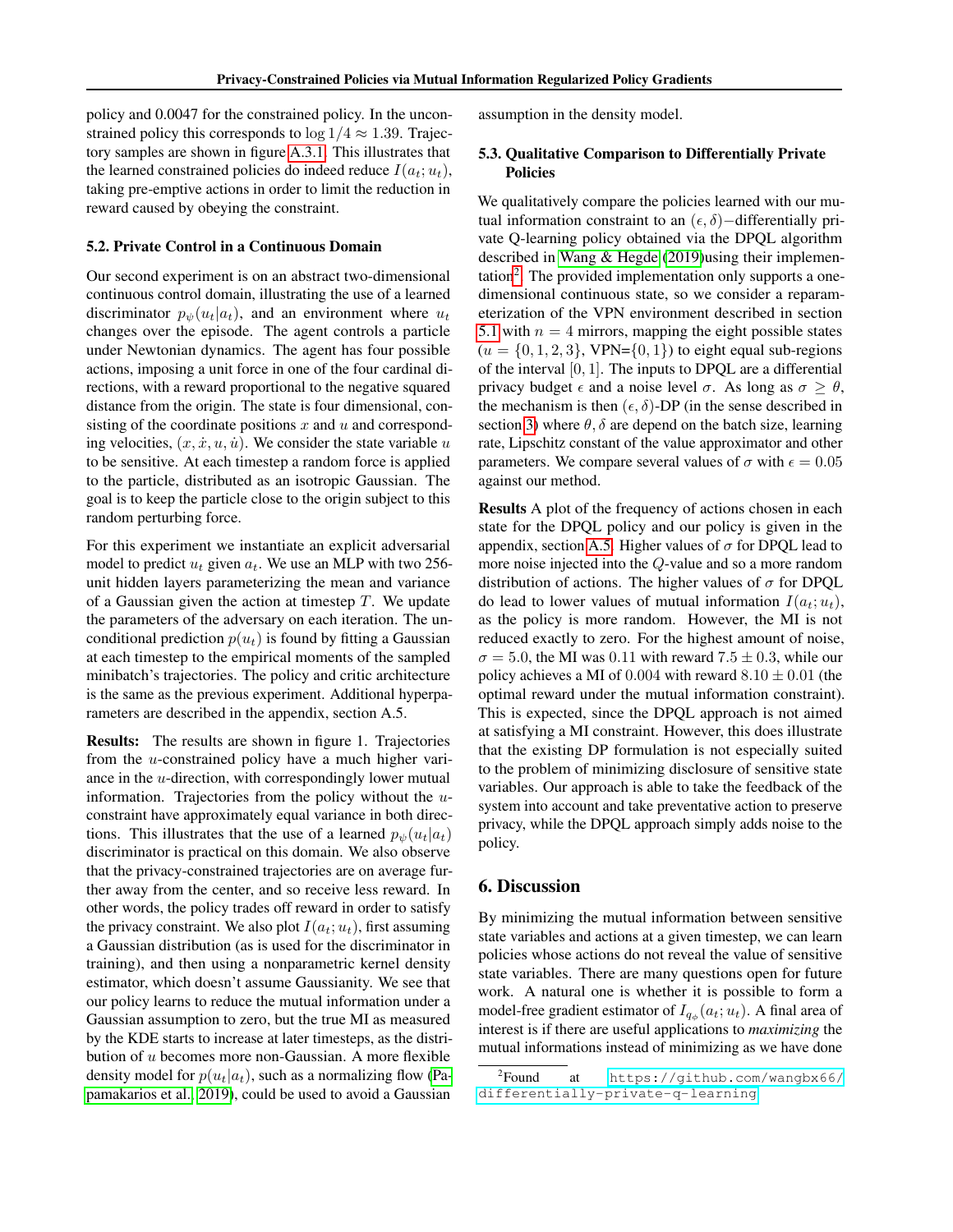policy and 0.0047 for the constrained policy. In the unconstrained policy this corresponds to $\log 1/4 \approx 1.39$. Trajectory samples are shown in figure A.3.1. This illustrates that the learned constrained policies do indeed reduce $I(a_t; u_t)$, taking pre-emptive actions in order to limit the reduction in reward caused by obeying the constraint.

### 5.2. Private Control in a Continuous Domain

Our second experiment is on an abstract two-dimensional continuous control domain, illustrating the use of a learned discriminator $p_\psi(u_t|a_t)$, and an environment where $u_t$ changes over the episode. The agent controls a particle under Newtonian dynamics. The agent has four possible actions, imposing a unit force in one of the four cardinal directions, with a reward proportional to the negative squared distance from the origin. The state is four dimensional, consisting of the coordinate positions $x$ and $u$ and corresponding velocities, $(x, \dot{x}, u, \dot{u})$. We consider the state variable $u$ to be sensitive. At each timestep a random force is applied to the particle, distributed as an isotropic Gaussian. The goal is to keep the particle close to the origin subject to this random perturbing force.

For this experiment we instantiate an explicit adversarial model to predict $u_t$ given $a_t$. We use an MLP with two 256-unit hidden layers parameterizing the mean and variance of a Gaussian given the action at timestep $T$. We update the parameters of the adversary on each iteration. The unconditional prediction $p(u_t)$ is found by fitting a Gaussian at each timestep to the empirical moments of the sampled minibatch's trajectories. The policy and critic architecture is the same as the previous experiment. Additional hyperparameters are described in the appendix, section A.5.

**Results:** The results are shown in figure 1. Trajectories from the $u$-constrained policy have a much higher variance in the $u$-direction, with correspondingly lower mutual information. Trajectories from the policy without the $u$-constraint have approximately equal variance in both directions. This illustrates that the use of a learned $p_\psi(u_t|a_t)$ discriminator is practical on this domain. We also observe that the privacy-constrained trajectories are on average further away from the center, and so receive less reward. In other words, the policy trades off reward in order to satisfy the privacy constraint. We also plot $I(a_t; u_t)$, first assuming a Gaussian distribution (as is used for the discriminator in training), and then using a nonparametric kernel density estimator, which doesn't assume Gaussianity. We see that our policy learns to reduce the mutual information under a Gaussian assumption to zero, but the true MI as measured by the KDE starts to increase at later timesteps, as the distribution of $u$ becomes more non-Gaussian. A more flexible density model for $p(u_t|a_t)$, such as a normalizing flow (Papamakarios et al., 2019), could be used to avoid a Gaussian assumption in the density model.

### 5.3. Qualitative Comparison to Differentially Private Policies

We qualitatively compare the policies learned with our mutual information constraint to an $(\epsilon, \delta)-$differentially private Q-learning policy obtained via the DPQL algorithm described in Wang & Hegde (2019)using their implementation[2]. The provided implementation only supports a one-dimensional continuous state, so we consider a reparameterization of the VPN environment described in section 5.1 with $n = 4$ mirrors, mapping the eight possible states ($u = \{0, 1, 2, 3\}$, VPN=$\{0, 1\}$) to eight equal sub-regions of the interval $[0, 1]$. The inputs to DPQL are a differential privacy budget $\epsilon$ and a noise level $\sigma$. As long as $\sigma \geq \theta$, the mechanism is then $(\epsilon, \delta)$-DP (in the sense described in section 3) where $\theta, \delta$ are depend on the batch size, learning rate, Lipschitz constant of the value approximator and other parameters. We compare several values of $\sigma$ with $\epsilon = 0.05$ against our method.

**Results** A plot of the frequency of actions chosen in each state for the DPQL policy and our policy is given in the appendix, section A.5. Higher values of $\sigma$ for DPQL lead to more noise injected into the $Q$-value and so a more random distribution of actions. The higher values of $\sigma$ for DPQL do lead to lower values of mutual information $I(a_t; u_t)$, as the policy is more random. However, the MI is not reduced exactly to zero. For the highest amount of noise, $\sigma = 5.0$, the MI was 0.11 with reward $7.5 \pm 0.3$, while our policy achieves a MI of 0.004 with reward $8.10 \pm 0.01$ (the optimal reward under the mutual information constraint). This is expected, since the DPQL approach is not aimed at satisfying a MI constraint. However, this does illustrate that the existing DP formulation is not especially suited to the problem of minimizing disclosure of sensitive state variables. Our approach is able to take the feedback of the system into account and take preventative action to preserve privacy, while the DPQL approach simply adds noise to the policy.

## 6. Discussion

By minimizing the mutual information between sensitive state variables and actions at a given timestep, we can learn policies whose actions do not reveal the value of sensitive state variables. There are many questions open for future work. A natural one is whether it is possible to form a model-free gradient estimator of $I_{q_\phi}(a_t; u_t)$. A final area of interest is if there are useful applications to *maximizing* the mutual informations instead of minimizing as we have done

[2] Found at https://github.com/wangbx66/differentially-private-q-learning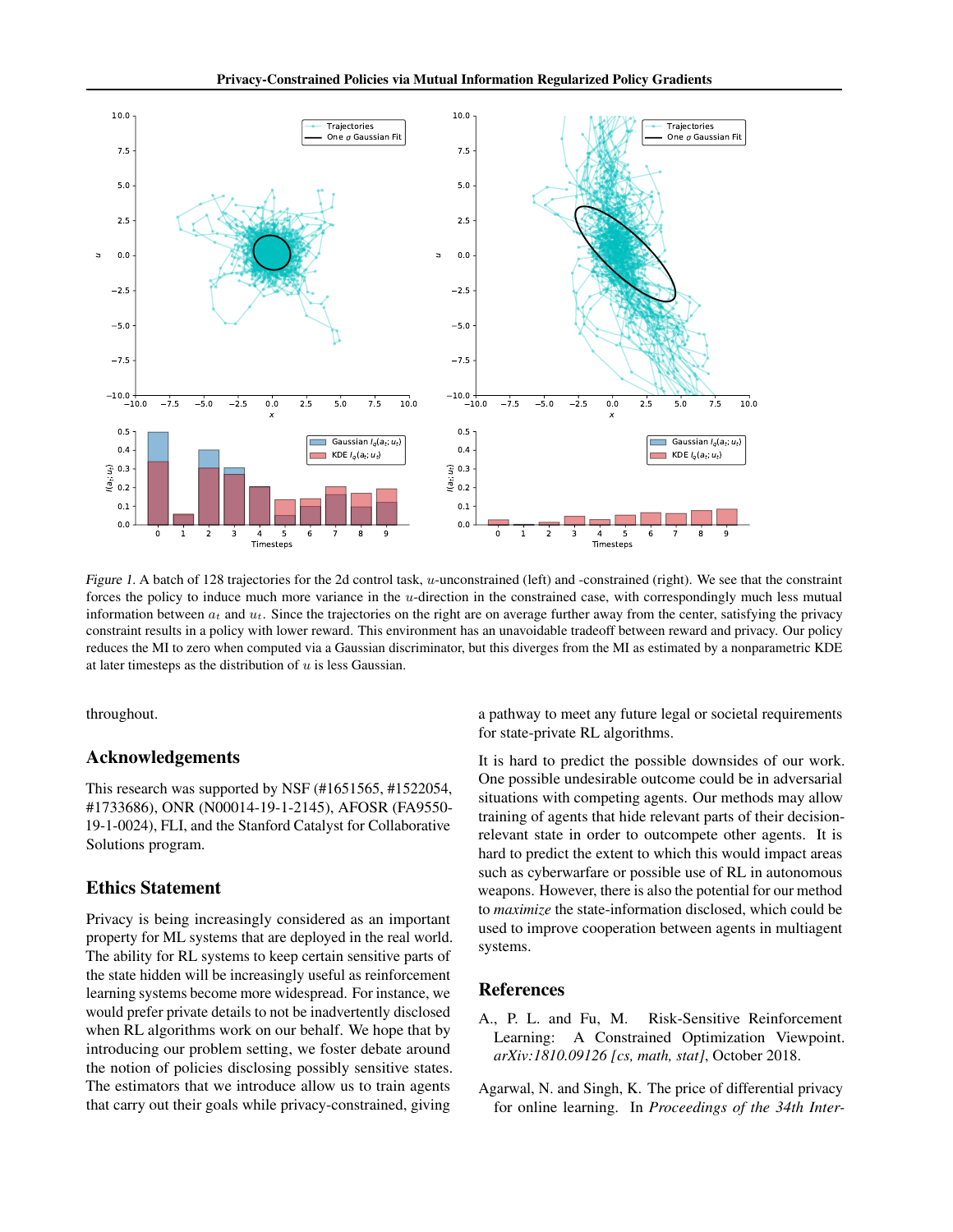*Figure 1.* A batch of 128 trajectories for the 2d control task, $u$-unconstrained (left) and -constrained (right). We see that the constraint forces the policy to induce much more variance in the $u$-direction in the constrained case, with correspondingly much less mutual information between $a_t$ and $u_t$. Since the trajectories on the right are on average further away from the center, satisfying the privacy constraint results in a policy with lower reward. This environment has an unavoidable tradeoff between reward and privacy. Our policy reduces the MI to zero when computed via a Gaussian discriminator, but this diverges from the MI as estimated by a nonparametric KDE at later timesteps as the distribution of $u$ is less Gaussian.

throughout.

## Acknowledgements

This research was supported by NSF (#1651565, #1522054, #1733686), ONR (N00014-19-1-2145), AFOSR (FA9550-19-1-0024), FLI, and the Stanford Catalyst for Collaborative Solutions program.

## Ethics Statement

Privacy is being increasingly considered as an important property for ML systems that are deployed in the real world. The ability for RL systems to keep certain sensitive parts of the state hidden will be increasingly useful as reinforcement learning systems become more widespread. For instance, we would prefer private details to not be inadvertently disclosed when RL algorithms work on our behalf. We hope that by introducing our problem setting, we foster debate around the notion of policies disclosing possibly sensitive states. The estimators that we introduce allow us to train agents that carry out their goals while privacy-constrained, giving a pathway to meet any future legal or societal requirements for state-private RL algorithms.

It is hard to predict the possible downsides of our work. One possible undesirable outcome could be in adversarial situations with competing agents. Our methods may allow training of agents that hide relevant parts of their decision-relevant state in order to outcompete other agents. It is hard to predict the extent to which this would impact areas such as cyberwarfare or possible use of RL in autonomous weapons. However, there is also the potential for our method to *maximize* the state-information disclosed, which could be used to improve cooperation between agents in multiagent systems.

## References

A., P. L. and Fu, M. Risk-Sensitive Reinforcement Learning: A Constrained Optimization Viewpoint. *arXiv:1810.09126 [cs, math, stat]*, October 2018.

Agarwal, N. and Singh, K. The price of differential privacy for online learning. In *Proceedings of the 34th Inter-*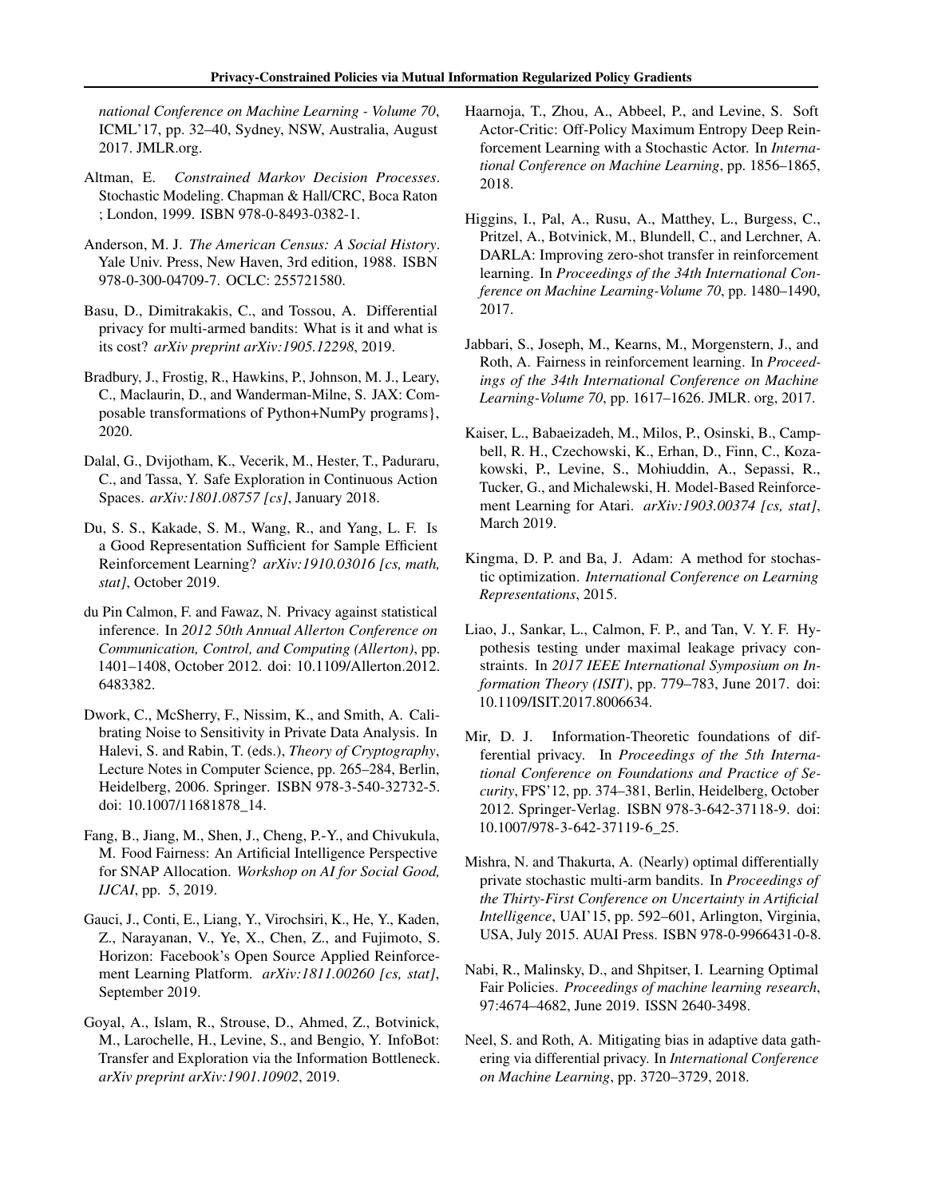*national Conference on Machine Learning - Volume 70*, ICML'17, pp. 32–40, Sydney, NSW, Australia, August 2017. JMLR.org.

Altman, E. *Constrained Markov Decision Processes*. Stochastic Modeling. Chapman & Hall/CRC, Boca Raton ; London, 1999. ISBN 978-0-8493-0382-1.

Anderson, M. J. *The American Census: A Social History*. Yale Univ. Press, New Haven, 3rd edition, 1988. ISBN 978-0-300-04709-7. OCLC: 255721580.

Basu, D., Dimitrakakis, C., and Tossou, A. Differential privacy for multi-armed bandits: What is it and what is its cost? *arXiv preprint arXiv:1905.12298*, 2019.

Bradbury, J., Frostig, R., Hawkins, P., Johnson, M. J., Leary, C., Maclaurin, D., and Wanderman-Milne, S. JAX: Composable transformations of Python+NumPy programs}, 2020.

Dalal, G., Dvijotham, K., Vecerik, M., Hester, T., Paduraru, C., and Tassa, Y. Safe Exploration in Continuous Action Spaces. *arXiv:1801.08757 [cs]*, January 2018.

Du, S. S., Kakade, S. M., Wang, R., and Yang, L. F. Is a Good Representation Sufficient for Sample Efficient Reinforcement Learning? *arXiv:1910.03016 [cs, math, stat]*, October 2019.

du Pin Calmon, F. and Fawaz, N. Privacy against statistical inference. In *2012 50th Annual Allerton Conference on Communication, Control, and Computing (Allerton)*, pp. 1401–1408, October 2012. doi: 10.1109/Allerton.2012.6483382.

Dwork, C., McSherry, F., Nissim, K., and Smith, A. Calibrating Noise to Sensitivity in Private Data Analysis. In Halevi, S. and Rabin, T. (eds.), *Theory of Cryptography*, Lecture Notes in Computer Science, pp. 265–284, Berlin, Heidelberg, 2006. Springer. ISBN 978-3-540-32732-5. doi: 10.1007/11681878_14.

Fang, B., Jiang, M., Shen, J., Cheng, P.-Y., and Chivukula, M. Food Fairness: An Artificial Intelligence Perspective for SNAP Allocation. *Workshop on AI for Social Good, IJCAI*, pp. 5, 2019.

Gauci, J., Conti, E., Liang, Y., Virochsiri, K., He, Y., Kaden, Z., Narayanan, V., Ye, X., Chen, Z., and Fujimoto, S. Horizon: Facebook's Open Source Applied Reinforcement Learning Platform. *arXiv:1811.00260 [cs, stat]*, September 2019.

Goyal, A., Islam, R., Strouse, D., Ahmed, Z., Botvinick, M., Larochelle, H., Levine, S., and Bengio, Y. InfoBot: Transfer and Exploration via the Information Bottleneck. *arXiv preprint arXiv:1901.10902*, 2019.

Haarnoja, T., Zhou, A., Abbeel, P., and Levine, S. Soft Actor-Critic: Off-Policy Maximum Entropy Deep Reinforcement Learning with a Stochastic Actor. In *International Conference on Machine Learning*, pp. 1856–1865, 2018.

Higgins, I., Pal, A., Rusu, A., Matthey, L., Burgess, C., Pritzel, A., Botvinick, M., Blundell, C., and Lerchner, A. DARLA: Improving zero-shot transfer in reinforcement learning. In *Proceedings of the 34th International Conference on Machine Learning-Volume 70*, pp. 1480–1490, 2017.

Jabbari, S., Joseph, M., Kearns, M., Morgenstern, J., and Roth, A. Fairness in reinforcement learning. In *Proceedings of the 34th International Conference on Machine Learning-Volume 70*, pp. 1617–1626. JMLR. org, 2017.

Kaiser, L., Babaeizadeh, M., Milos, P., Osinski, B., Campbell, R. H., Czechowski, K., Erhan, D., Finn, C., Kozakowski, P., Levine, S., Mohiuddin, A., Sepassi, R., Tucker, G., and Michalewski, H. Model-Based Reinforcement Learning for Atari. *arXiv:1903.00374 [cs, stat]*, March 2019.

Kingma, D. P. and Ba, J. Adam: A method for stochastic optimization. *International Conference on Learning Representations*, 2015.

Liao, J., Sankar, L., Calmon, F. P., and Tan, V. Y. F. Hypothesis testing under maximal leakage privacy constraints. In *2017 IEEE International Symposium on Information Theory (ISIT)*, pp. 779–783, June 2017. doi: 10.1109/ISIT.2017.8006634.

Mir, D. J. Information-Theoretic foundations of differential privacy. In *Proceedings of the 5th International Conference on Foundations and Practice of Security*, FPS'12, pp. 374–381, Berlin, Heidelberg, October 2012. Springer-Verlag. ISBN 978-3-642-37118-9. doi: 10.1007/978-3-642-37119-6_25.

Mishra, N. and Thakurta, A. (Nearly) optimal differentially private stochastic multi-arm bandits. In *Proceedings of the Thirty-First Conference on Uncertainty in Artificial Intelligence*, UAI'15, pp. 592–601, Arlington, Virginia, USA, July 2015. AUAI Press. ISBN 978-0-9966431-0-8.

Nabi, R., Malinsky, D., and Shpitser, I. Learning Optimal Fair Policies. *Proceedings of machine learning research*, 97:4674–4682, June 2019. ISSN 2640-3498.

Neel, S. and Roth, A. Mitigating bias in adaptive data gathering via differential privacy. In *International Conference on Machine Learning*, pp. 3720–3729, 2018.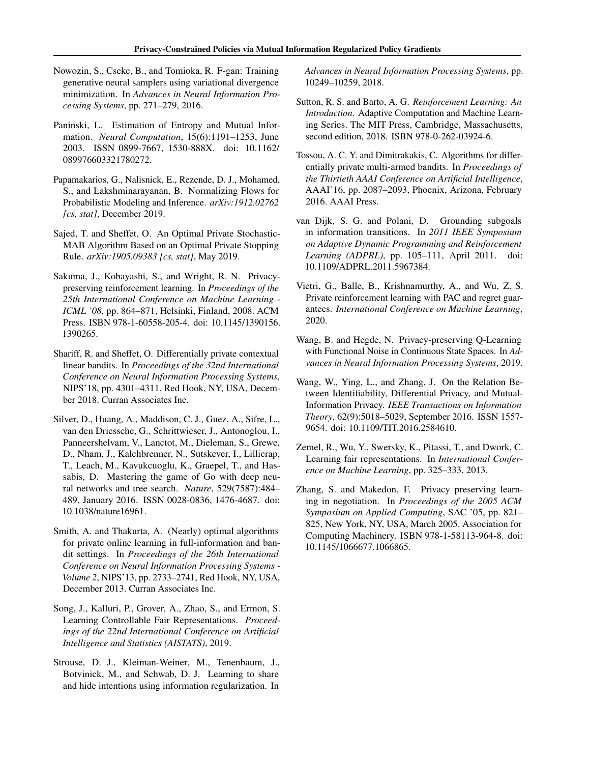Nowozin, S., Cseke, B., and Tomioka, R. F-gan: Training generative neural samplers using variational divergence minimization. In *Advances in Neural Information Processing Systems*, pp. 271–279, 2016.

Paninski, L. Estimation of Entropy and Mutual Information. *Neural Computation*, 15(6):1191–1253, June 2003. ISSN 0899-7667, 1530-888X. doi: 10.1162/089976603321780272.

Papamakarios, G., Nalisnick, E., Rezende, D. J., Mohamed, S., and Lakshminarayanan, B. Normalizing Flows for Probabilistic Modeling and Inference. *arXiv:1912.02762 [cs, stat]*, December 2019.

Sajed, T. and Sheffet, O. An Optimal Private Stochastic-MAB Algorithm Based on an Optimal Private Stopping Rule. *arXiv:1905.09383 [cs, stat]*, May 2019.

Sakuma, J., Kobayashi, S., and Wright, R. N. Privacy-preserving reinforcement learning. In *Proceedings of the 25th International Conference on Machine Learning - ICML '08*, pp. 864–871, Helsinki, Finland, 2008. ACM Press. ISBN 978-1-60558-205-4. doi: 10.1145/1390156.1390265.

Shariff, R. and Sheffet, O. Differentially private contextual linear bandits. In *Proceedings of the 32nd International Conference on Neural Information Processing Systems*, NIPS'18, pp. 4301–4311, Red Hook, NY, USA, December 2018. Curran Associates Inc.

Silver, D., Huang, A., Maddison, C. J., Guez, A., Sifre, L., van den Driessche, G., Schrittwieser, J., Antonoglou, I., Panneershelvam, V., Lanctot, M., Dieleman, S., Grewe, D., Nham, J., Kalchbrenner, N., Sutskever, I., Lillicrap, T., Leach, M., Kavukcuoglu, K., Graepel, T., and Hassabis, D. Mastering the game of Go with deep neural networks and tree search. *Nature*, 529(7587):484–489, January 2016. ISSN 0028-0836, 1476-4687. doi: 10.1038/nature16961.

Smith, A. and Thakurta, A. (Nearly) optimal algorithms for private online learning in full-information and bandit settings. In *Proceedings of the 26th International Conference on Neural Information Processing Systems - Volume 2*, NIPS'13, pp. 2733–2741, Red Hook, NY, USA, December 2013. Curran Associates Inc.

Song, J., Kalluri, P., Grover, A., Zhao, S., and Ermon, S. Learning Controllable Fair Representations. *Proceedings of the 22nd International Conference on Artificial Intelligence and Statistics (AISTATS)*, 2019.

Strouse, D. J., Kleiman-Weiner, M., Tenenbaum, J., Botvinick, M., and Schwab, D. J. Learning to share and hide intentions using information regularization. In *Advances in Neural Information Processing Systems*, pp. 10249–10259, 2018.

Sutton, R. S. and Barto, A. G. *Reinforcement Learning: An Introduction*. Adaptive Computation and Machine Learning Series. The MIT Press, Cambridge, Massachusetts, second edition, 2018. ISBN 978-0-262-03924-6.

Tossou, A. C. Y. and Dimitrakakis, C. Algorithms for differentially private multi-armed bandits. In *Proceedings of the Thirtieth AAAI Conference on Artificial Intelligence*, AAAI'16, pp. 2087–2093, Phoenix, Arizona, February 2016. AAAI Press.

van Dijk, S. G. and Polani, D. Grounding subgoals in information transitions. In *2011 IEEE Symposium on Adaptive Dynamic Programming and Reinforcement Learning (ADPRL)*, pp. 105–111, April 2011. doi: 10.1109/ADPRL.2011.5967384.

Vietri, G., Balle, B., Krishnamurthy, A., and Wu, Z. S. Private reinforcement learning with PAC and regret guarantees. *International Conference on Machine Learning*, 2020.

Wang, B. and Hegde, N. Privacy-preserving Q-Learning with Functional Noise in Continuous State Spaces. In *Advances in Neural Information Processing Systems*, 2019.

Wang, W., Ying, L., and Zhang, J. On the Relation Between Identifiability, Differential Privacy, and Mutual-Information Privacy. *IEEE Transactions on Information Theory*, 62(9):5018–5029, September 2016. ISSN 1557-9654. doi: 10.1109/TIT.2016.2584610.

Zemel, R., Wu, Y., Swersky, K., Pitassi, T., and Dwork, C. Learning fair representations. In *International Conference on Machine Learning*, pp. 325–333, 2013.

Zhang, S. and Makedon, F. Privacy preserving learning in negotiation. In *Proceedings of the 2005 ACM Symposium on Applied Computing*, SAC '05, pp. 821–825, New York, NY, USA, March 2005. Association for Computing Machinery. ISBN 978-1-58113-964-8. doi: 10.1145/1066677.1066865.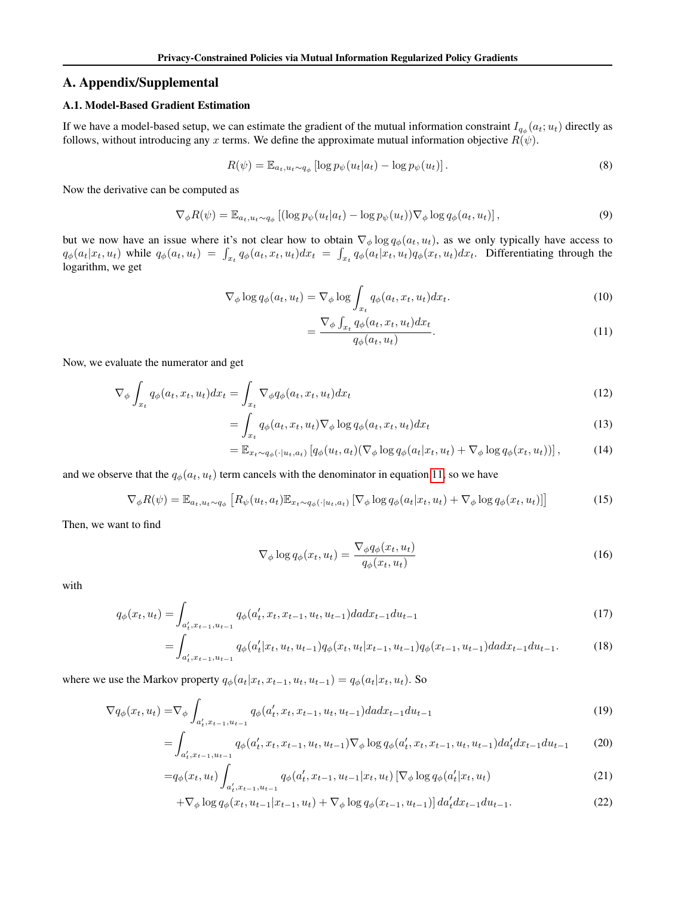## A. Appendix/Supplemental

### A.1. Model-Based Gradient Estimation

If we have a model-based setup, we can estimate the gradient of the mutual information constraint $I_{q_\phi}(a_t; u_t)$ directly as follows, without introducing any $x$ terms. We define the approximate mutual information objective $R(\psi)$.

$$R(\psi) = \mathbb{E}_{a_t, u_t \sim q_\phi} \left[ \log p_\psi(u_t|a_t) - \log p_\psi(u_t) \right]. \tag{8}$$

Now the derivative can be computed as

$$\nabla_\phi R(\psi) = \mathbb{E}_{a_t, u_t \sim q_\phi} \left[ (\log p_\psi(u_t|a_t) - \log p_\psi(u_t)) \nabla_\phi \log q_\phi(a_t, u_t) \right], \tag{9}$$

but we now have an issue where it's not clear how to obtain $\nabla_\phi \log q_\phi(a_t, u_t)$, as we only typically have access to $q_\phi(a_t|x_t, u_t)$ while $q_\phi(a_t, u_t) = \int_{x_t} q_\phi(a_t, x_t, u_t) dx_t = \int_{x_t} q_\phi(a_t|x_t, u_t) q_\phi(x_t, u_t) dx_t$. Differentiating through the logarithm, we get

$$\nabla_\phi \log q_\phi(a_t, u_t) = \nabla_\phi \log \int_{x_t} q_\phi(a_t, x_t, u_t) dx_t. \tag{10}$$

$$= \frac{\nabla_\phi \int_{x_t} q_\phi(a_t, x_t, u_t) dx_t}{q_\phi(a_t, u_t)}. \tag{11}$$

Now, we evaluate the numerator and get

$$\nabla_\phi \int_{x_t} q_\phi(a_t, x_t, u_t) dx_t = \int_{x_t} \nabla_\phi q_\phi(a_t, x_t, u_t) dx_t \tag{12}$$

$$= \int_{x_t} q_\phi(a_t, x_t, u_t) \nabla_\phi \log q_\phi(a_t, x_t, u_t) dx_t \tag{13}$$

$$= \mathbb{E}_{x_t \sim q_\phi(\cdot|u_t, a_t)} \left[ q_\phi(u_t, a_t) (\nabla_\phi \log q_\phi(a_t|x_t, u_t) + \nabla_\phi \log q_\phi(x_t, u_t)) \right], \tag{14}$$

and we observe that the $q_\phi(a_t, u_t)$ term cancels with the denominator in equation 11, so we have

$$\nabla_\phi R(\psi) = \mathbb{E}_{a_t, u_t \sim q_\phi} \left[ R_\psi(u_t, a_t) \mathbb{E}_{x_t \sim q_\phi(\cdot|u_t, a_t)} \left[ \nabla_\phi \log q_\phi(a_t|x_t, u_t) + \nabla_\phi \log q_\phi(x_t, u_t) \right] \right] \tag{15}$$

Then, we want to find

$$\nabla_\phi \log q_\phi(x_t, u_t) = \frac{\nabla_\phi q_\phi(x_t, u_t)}{q_\phi(x_t, u_t)} \tag{16}$$

with

$$q_\phi(x_t, u_t) = \int_{a'_t, x_{t-1}, u_{t-1}} q_\phi(a'_t, x_t, x_{t-1}, u_t, u_{t-1}) da dx_{t-1} du_{t-1} \tag{17}$$

$$= \int_{a'_t, x_{t-1}, u_{t-1}} q_\phi(a'_t|x_t, u_t, u_{t-1}) q_\phi(x_t, u_t|x_{t-1}, u_{t-1}) q_\phi(x_{t-1}, u_{t-1}) da dx_{t-1} du_{t-1}. \tag{18}$$

where we use the Markov property $q_\phi(a_t|x_t, x_{t-1}, u_t, u_{t-1}) = q_\phi(a_t|x_t, u_t)$. So

$$\nabla q_\phi(x_t, u_t) = \nabla_\phi \int_{a'_t, x_{t-1}, u_{t-1}} q_\phi(a'_t, x_t, x_{t-1}, u_t, u_{t-1}) da dx_{t-1} du_{t-1} \tag{19}$$

$$= \int_{a'_t, x_{t-1}, u_{t-1}} q_\phi(a'_t, x_t, x_{t-1}, u_t, u_{t-1}) \nabla_\phi \log q_\phi(a'_t, x_t, x_{t-1}, u_t, u_{t-1}) da'_t dx_{t-1} du_{t-1} \tag{20}$$

$$= q_\phi(x_t, u_t) \int_{a'_t, x_{t-1}, u_{t-1}} q_\phi(a'_t, x_{t-1}, u_{t-1}|x_t, u_t) \left[ \nabla_\phi \log q_\phi(a'_t|x_t, u_t) \right. \tag{21}$$

$$\left. + \nabla_\phi \log q_\phi(x_t, u_{t-1}|x_{t-1}, u_t) + \nabla_\phi \log q_\phi(x_{t-1}, u_{t-1}) \right] da'_t dx_{t-1} du_{t-1}. \tag{22}$$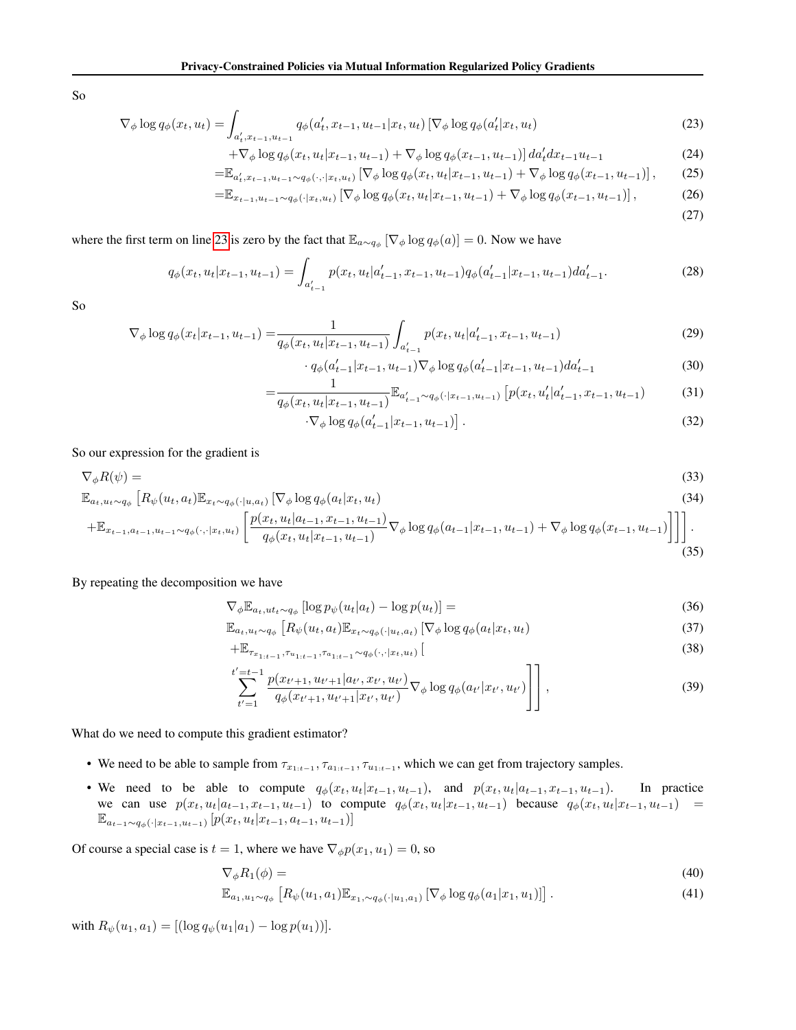So

$$
\begin{aligned}
\nabla_\phi \log q_\phi(x_t, u_t) = &\int_{a'_t, x_{t-1}, u_{t-1}} q_\phi(a'_t, x_{t-1}, u_{t-1}|x_t, u_t) \left[\nabla_\phi \log q_\phi(a'_t|x_t, u_t)\right. && (23)\\
&\left. + \nabla_\phi \log q_\phi(x_t, u_t|x_{t-1}, u_{t-1}) + \nabla_\phi \log q_\phi(x_{t-1}, u_{t-1})\right] da'_t dx_{t-1} u_{t-1} && (24)\\
= &\mathbb{E}_{a'_t, x_{t-1}, u_{t-1} \sim q_\phi(\cdot,\cdot|x_t, u_t)} \left[\nabla_\phi \log q_\phi(x_t, u_t|x_{t-1}, u_{t-1}) + \nabla_\phi \log q_\phi(x_{t-1}, u_{t-1})\right], && (25)\\
= &\mathbb{E}_{x_{t-1}, u_{t-1} \sim q_\phi(\cdot|x_t, u_t)} \left[\nabla_\phi \log q_\phi(x_t, u_t|x_{t-1}, u_{t-1}) + \nabla_\phi \log q_\phi(x_{t-1}, u_{t-1})\right], && (26)\\
& && (27)
\end{aligned}
$$

where the first term on line 23 is zero by the fact that $\mathbb{E}_{a \sim q_\phi}\left[\nabla_\phi \log q_\phi(a)\right] = 0$. Now we have

$$
q_\phi(x_t, u_t|x_{t-1}, u_{t-1}) = \int_{a'_{t-1}} p(x_t, u_t|a'_{t-1}, x_{t-1}, u_{t-1}) q_\phi(a'_{t-1}|x_{t-1}, u_{t-1}) da'_{t-1}. \tag{28}
$$

So

$$
\begin{aligned}
\nabla_\phi \log q_\phi(x_t|x_{t-1}, u_{t-1}) = &\frac{1}{q_\phi(x_t, u_t|x_{t-1}, u_{t-1})} \int_{a'_{t-1}} p(x_t, u_t|a'_{t-1}, x_{t-1}, u_{t-1}) && (29)\\
&\cdot q_\phi(a'_{t-1}|x_{t-1}, u_{t-1}) \nabla_\phi \log q_\phi(a'_{t-1}|x_{t-1}, u_{t-1}) da'_{t-1} && (30)\\
= &\frac{1}{q_\phi(x_t, u_t|x_{t-1}, u_{t-1})} \mathbb{E}_{a'_{t-1} \sim q_\phi(\cdot|x_{t-1}, u_{t-1})} \left[p(x_t, u'_t|a'_{t-1}, x_{t-1}, u_{t-1})\right. && (31)\\
&\left.\cdot \nabla_\phi \log q_\phi(a'_{t-1}|x_{t-1}, u_{t-1})\right]. && (32)
\end{aligned}
$$

So our expression for the gradient is

$$
\begin{aligned}
&\nabla_\phi R(\psi) = && (33)\\
&\mathbb{E}_{a_t, u_t \sim q_\phi}\left[R_\psi(u_t, a_t) \mathbb{E}_{x_t \sim q_\phi(\cdot|u, a_t)}\left[\nabla_\phi \log q_\phi(a_t|x_t, u_t)\right.\right. && (34)\\
&\left.\left. + \mathbb{E}_{x_{t-1}, a_{t-1}, u_{t-1} \sim q_\phi(\cdot,\cdot|x_t, u_t)}\left[\frac{p(x_t, u_t|a_{t-1}, x_{t-1}, u_{t-1})}{q_\phi(x_t, u_t|x_{t-1}, u_{t-1})} \nabla_\phi \log q_\phi(a_{t-1}|x_{t-1}, u_{t-1}) + \nabla_\phi \log q_\phi(x_{t-1}, u_{t-1})\right]\right]\right]. && (35)
\end{aligned}
$$

By repeating the decomposition we have

$$
\begin{aligned}
&\nabla_\phi \mathbb{E}_{a_t, u_t \sim q_\phi}\left[\log p_\psi(u_t|a_t) - \log p(u_t)\right] = && (36)\\
&\mathbb{E}_{a_t, u_t \sim q_\phi}\left[R_\psi(u_t, a_t) \mathbb{E}_{x_t \sim q_\phi(\cdot|u_t, a_t)}\left[\nabla_\phi \log q_\phi(a_t|x_t, u_t)\right.\right. && (37)\\
&+ \mathbb{E}_{\tau_{x_{1:t-1}}, \tau_{u_{1:t-1}}, \tau_{a_{1:t-1}} \sim q_\phi(\cdot,\cdot|x_t, u_t)}\Bigg[ && (38)\\
&\left.\left.\sum_{t'=1}^{t'=t-1} \frac{p(x_{t'+1}, u_{t'+1}|a_{t'}, x_{t'}, u_{t'})}{q_\phi(x_{t'+1}, u_{t'+1}|x_{t'}, u_{t'})} \nabla_\phi \log q_\phi(a_{t'}|x_{t'}, u_{t'})\right]\right], && (39)
\end{aligned}
$$

What do we need to compute this gradient estimator?

- We need to be able to sample from $\tau_{x_{1:t-1}}, \tau_{a_{1:t-1}}, \tau_{u_{1:t-1}}$, which we can get from trajectory samples.
- We need to be able to compute $q_\phi(x_t, u_t|x_{t-1}, u_{t-1})$, and $p(x_t, u_t|a_{t-1}, x_{t-1}, u_{t-1})$. In practice we can use $p(x_t, u_t|a_{t-1}, x_{t-1}, u_{t-1})$ to compute $q_\phi(x_t, u_t|x_{t-1}, u_{t-1})$ because $q_\phi(x_t, u_t|x_{t-1}, u_{t-1}) = \mathbb{E}_{a_{t-1} \sim q_\phi(\cdot|x_{t-1}, u_{t-1})}\left[p(x_t, u_t|x_{t-1}, a_{t-1}, u_{t-1})\right]$

Of course a special case is $t = 1$, where we have $\nabla_\phi p(x_1, u_1) = 0$, so

$$
\begin{aligned}
&\nabla_\phi R_1(\phi) = && (40)\\
&\mathbb{E}_{a_1, u_1 \sim q_\phi}\left[R_\psi(u_1, a_1) \mathbb{E}_{x_1, \sim q_\phi(\cdot|u_1, a_1)}\left[\nabla_\phi \log q_\phi(a_1|x_1, u_1)\right]\right]. && (41)
\end{aligned}
$$

with $R_\psi(u_1, a_1) = [(\log q_\psi(u_1|a_1) - \log p(u_1))]$.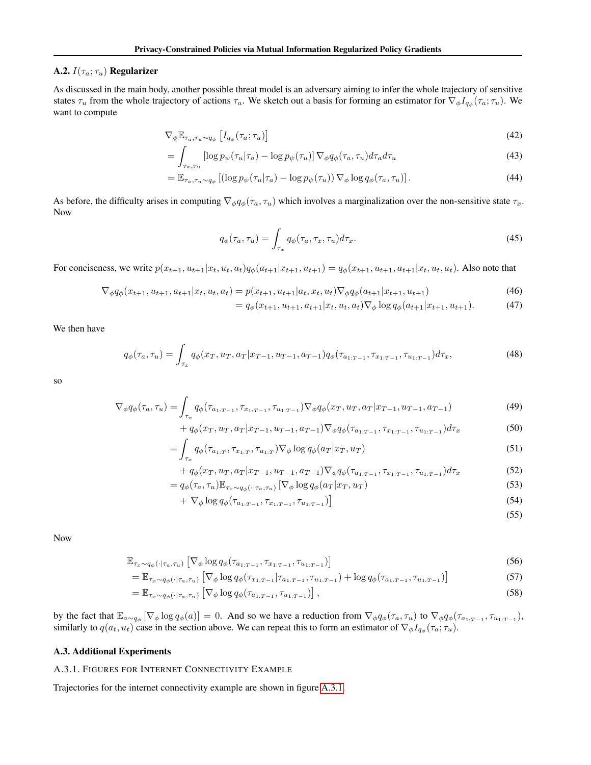### A.2. $I(\tau_a; \tau_u)$ Regularizer

As discussed in the main body, another possible threat model is an adversary aiming to infer the whole trajectory of sensitive states $\tau_u$ from the whole trajectory of actions $\tau_a$. We sketch out a basis for forming an estimator for $\nabla_\phi I_{q_\phi}(\tau_a; \tau_u)$. We want to compute

$$\nabla_\phi \mathbb{E}_{\tau_a, \tau_u \sim q_\phi} \left[ I_{q_\phi}(\tau_a; \tau_u) \right] \tag{42}$$

$$= \int_{\tau_a, \tau_u} \left[ \log p_\psi(\tau_u | \tau_a) - \log p_\psi(\tau_u) \right] \nabla_\phi q_\phi(\tau_a, \tau_u) d\tau_a d\tau_u \tag{43}$$

$$= \mathbb{E}_{\tau_a, \tau_u \sim q_\phi} \left[ \left( \log p_\psi(\tau_u | \tau_a) - \log p_\psi(\tau_u) \right) \nabla_\phi \log q_\phi(\tau_a, \tau_u) \right]. \tag{44}$$

As before, the difficulty arises in computing $\nabla_\phi q_\phi(\tau_a, \tau_u)$ which involves a marginalization over the non-sensitive state $\tau_x$. Now

$$q_\phi(\tau_a, \tau_u) = \int_{\tau_x} q_\phi(\tau_a, \tau_x, \tau_u) d\tau_x. \tag{45}$$

For conciseness, we write $p(x_{t+1}, u_{t+1} | x_t, u_t, a_t) q_\phi(a_{t+1} | x_{t+1}, u_{t+1}) = q_\phi(x_{t+1}, u_{t+1}, a_{t+1} | x_t, u_t, a_t)$. Also note that

$$\nabla_\phi q_\phi(x_{t+1}, u_{t+1}, a_{t+1} | x_t, u_t, a_t) = p(x_{t+1}, u_{t+1} | a_t, x_t, u_t) \nabla_\phi q_\phi(a_{t+1} | x_{t+1}, u_{t+1}) \tag{46}$$

$$= q_\phi(x_{t+1}, u_{t+1}, a_{t+1} | x_t, u_t, a_t) \nabla_\phi \log q_\phi(a_{t+1} | x_{t+1}, u_{t+1}). \tag{47}$$

We then have

$$q_\phi(\tau_a, \tau_u) = \int_{\tau_x} q_\phi(x_T, u_T, a_T | x_{T-1}, u_{T-1}, a_{T-1}) q_\phi(\tau_{a_{1:T-1}}, \tau_{x_{1:T-1}}, \tau_{u_{1:T-1}}) d\tau_x, \tag{48}$$

so

$$\nabla_\phi q_\phi(\tau_a, \tau_u) = \int_{\tau_x} q_\phi(\tau_{a_{1:T-1}}, \tau_{x_{1:T-1}}, \tau_{u_{1:T-1}}) \nabla_\phi q_\phi(x_T, u_T, a_T | x_{T-1}, u_{T-1}, a_{T-1}) \tag{49}$$

$$+ q_\phi(x_T, u_T, a_T | x_{T-1}, u_{T-1}, a_{T-1}) \nabla_\phi q_\phi(\tau_{a_{1:T-1}}, \tau_{x_{1:T-1}}, \tau_{u_{1:T-1}}) d\tau_x \tag{50}$$

$$= \int_{\tau_x} q_\phi(\tau_{a_{1:T}}, \tau_{x_{1:T}}, \tau_{u_{1:T}}) \nabla_\phi \log q_\phi(a_T | x_T, u_T) \tag{51}$$

$$+ q_\phi(x_T, u_T, a_T | x_{T-1}, u_{T-1}, a_{T-1}) \nabla_\phi q_\phi(\tau_{a_{1:T-1}}, \tau_{x_{1:T-1}}, \tau_{u_{1:T-1}}) d\tau_x \tag{52}$$

$$= q_\phi(\tau_a, \tau_u) \mathbb{E}_{\tau_x \sim q_\phi(\cdot | \tau_a, \tau_u)} \left[ \nabla_\phi \log q_\phi(a_T | x_T, u_T) \right. \tag{53}$$

$$\left. + \nabla_\phi \log q_\phi(\tau_{a_{1:T-1}}, \tau_{x_{1:T-1}}, \tau_{u_{1:T-1}}) \right] \tag{54}$$

$$\tag{55}$$

Now

$$\mathbb{E}_{\tau_x \sim q_\phi(\cdot | \tau_a, \tau_u)} \left[ \nabla_\phi \log q_\phi(\tau_{a_{1:T-1}}, \tau_{x_{1:T-1}}, \tau_{u_{1:T-1}}) \right] \tag{56}$$

$$= \mathbb{E}_{\tau_x \sim q_\phi(\cdot | \tau_a, \tau_u)} \left[ \nabla_\phi \log q_\phi(\tau_{x_{1:T-1}} | \tau_{a_{1:T-1}}, \tau_{u_{1:T-1}}) + \log q_\phi(\tau_{a_{1:T-1}}, \tau_{u_{1:T-1}}) \right] \tag{57}$$

$$= \mathbb{E}_{\tau_x \sim q_\phi(\cdot | \tau_a, \tau_u)} \left[ \nabla_\phi \log q_\phi(\tau_{a_{1:T-1}}, \tau_{u_{1:T-1}}) \right], \tag{58}$$

by the fact that $\mathbb{E}_{a \sim q_\phi} \left[ \nabla_\phi \log q_\phi(a) \right] = 0$. And so we have a reduction from $\nabla_\phi q_\phi(\tau_a, \tau_u)$ to $\nabla_\phi q_\phi(\tau_{a_{1:T-1}}, \tau_{u_{1:T-1}})$, similarly to $q(a_t, u_t)$ case in the section above. We can repeat this to form an estimator of $\nabla_\phi I_{q_\phi}(\tau_a; \tau_u)$.

### A.3. Additional Experiments

#### A.3.1. Figures for Internet Connectivity Example

Trajectories for the internet connectivity example are shown in figure A.3.1.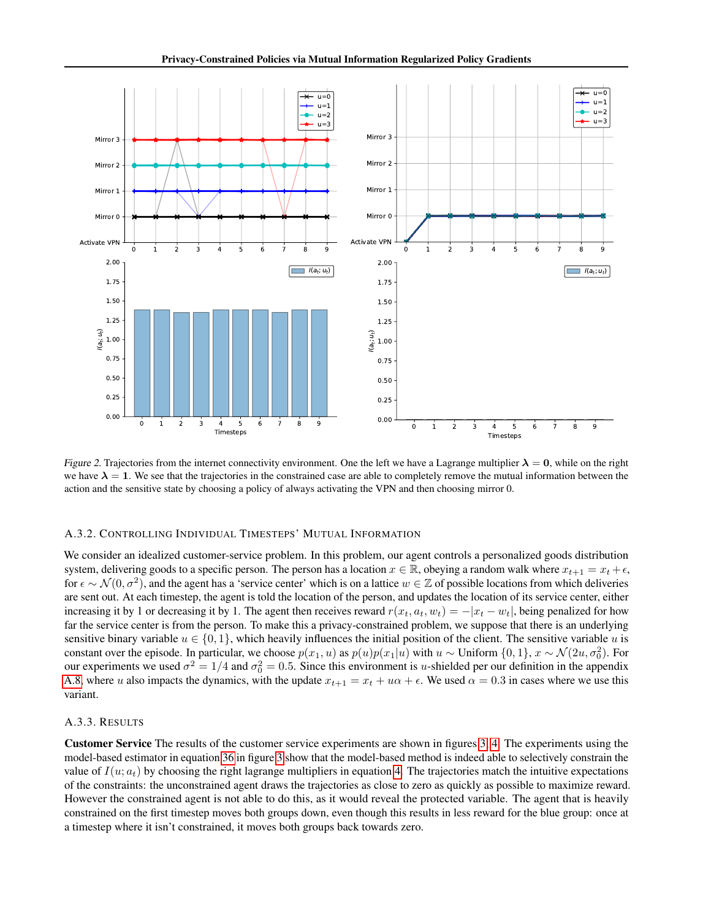*Figure 2.* Trajectories from the internet connectivity environment. One the left we have a Lagrange multiplier $\boldsymbol{\lambda} = \mathbf{0}$, while on the right we have $\boldsymbol{\lambda} = \mathbf{1}$. We see that the trajectories in the constrained case are able to completely remove the mutual information between the action and the sensitive state by choosing a policy of always activating the VPN and then choosing mirror 0.

### A.3.2. Controlling Individual Timesteps' Mutual Information

We consider an idealized customer-service problem. In this problem, our agent controls a personalized goods distribution system, delivering goods to a specific person. The person has a location $x \in \mathbb{R}$, obeying a random walk where $x_{t+1} = x_t + \epsilon$, for $\epsilon \sim \mathcal{N}(0, \sigma^2)$, and the agent has a 'service center' which is on a lattice $w \in \mathbb{Z}$ of possible locations from which deliveries are sent out. At each timestep, the agent is told the location of the person, and updates the location of its service center, either increasing it by 1 or decreasing it by 1. The agent then receives reward $r(x_t, a_t, w_t) = -|x_t - w_t|$, being penalized for how far the service center is from the person. To make this a privacy-constrained problem, we suppose that there is an underlying sensitive binary variable $u \in \{0, 1\}$, which heavily influences the initial position of the client. The sensitive variable $u$ is constant over the episode. In particular, we choose $p(x_1, u)$ as $p(u)p(x_1|u)$ with $u \sim$ Uniform $\{0, 1\}$, $x \sim \mathcal{N}(2u, \sigma_0^2)$. For our experiments we used $\sigma^2 = 1/4$ and $\sigma_0^2 = 0.5$. Since this environment is $u$-shielded per our definition in the appendix A.8, where $u$ also impacts the dynamics, with the update $x_{t+1} = x_t + u\alpha + \epsilon$. We used $\alpha = 0.3$ in cases where we use this variant.

### A.3.3. Results

**Customer Service** The results of the customer service experiments are shown in figures 3, 4. The experiments using the model-based estimator in equation 36 in figure 3 show that the model-based method is indeed able to selectively constrain the value of $I(u; a_t)$ by choosing the right lagrange multipliers in equation 4. The trajectories match the intuitive expectations of the constraints: the unconstrained agent draws the trajectories as close to zero as quickly as possible to maximize reward. However the constrained agent is not able to do this, as it would reveal the protected variable. The agent that is heavily constrained on the first timestep moves both groups down, even though this results in less reward for the blue group: once at a timestep where it isn't constrained, it moves both groups back towards zero.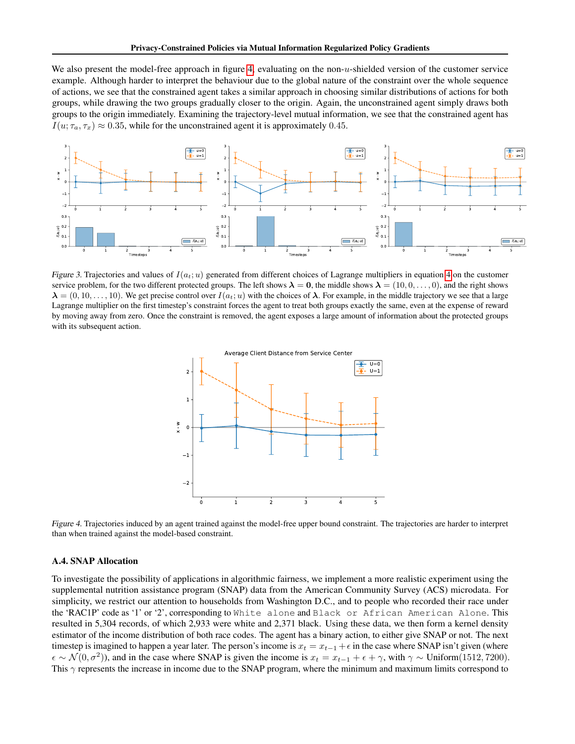We also present the model-free approach in figure 4, evaluating on the non-$u$-shielded version of the customer service example. Although harder to interpret the behaviour due to the global nature of the constraint over the whole sequence of actions, we see that the constrained agent takes a similar approach in choosing similar distributions of actions for both groups, while drawing the two groups gradually closer to the origin. Again, the unconstrained agent simply draws both groups to the origin immediately. Examining the trajectory-level mutual information, we see that the constrained agent has $I(u; \tau_a, \tau_x) \approx 0.35$, while for the unconstrained agent it is approximately $0.45$.

*Figure 3.* Trajectories and values of $I(a_t; u)$ generated from different choices of Lagrange multipliers in equation 4 on the customer service problem, for the two different protected groups. The left shows $\boldsymbol{\lambda} = \mathbf{0}$, the middle shows $\boldsymbol{\lambda} = (10, 0, \ldots, 0)$, and the right shows $\boldsymbol{\lambda} = (0, 10, \ldots, 10)$. We get precise control over $I(a_t; u)$ with the choices of $\boldsymbol{\lambda}$. For example, in the middle trajectory we see that a large Lagrange multiplier on the first timestep's constraint forces the agent to treat both groups exactly the same, even at the expense of reward by moving away from zero. Once the constraint is removed, the agent exposes a large amount of information about the protected groups with its subsequent action.

*Figure 4.* Trajectories induced by an agent trained against the model-free upper bound constraint. The trajectories are harder to interpret than when trained against the model-based constraint.

### A.4. SNAP Allocation

To investigate the possibility of applications in algorithmic fairness, we implement a more realistic experiment using the supplemental nutrition assistance program (SNAP) data from the American Community Survey (ACS) microdata. For simplicity, we restrict our attention to households from Washington D.C., and to people who recorded their race under the 'RAC1P' code as '1' or '2', corresponding to `White alone` and `Black or African American Alone`. This resulted in 5,304 records, of which 2,933 were white and 2,371 black. Using these data, we then form a kernel density estimator of the income distribution of both race codes. The agent has a binary action, to either give SNAP or not. The next timestep is imagined to happen a year later. The person's income is $x_t = x_{t-1} + \epsilon$ in the case where SNAP isn't given (where $\epsilon \sim \mathcal{N}(0, \sigma^2)$), and in the case where SNAP is given the income is $x_t = x_{t-1} + \epsilon + \gamma$, with $\gamma \sim \text{Uniform}(1512, 7200)$. This $\gamma$ represents the increase in income due to the SNAP program, where the minimum and maximum limits correspond to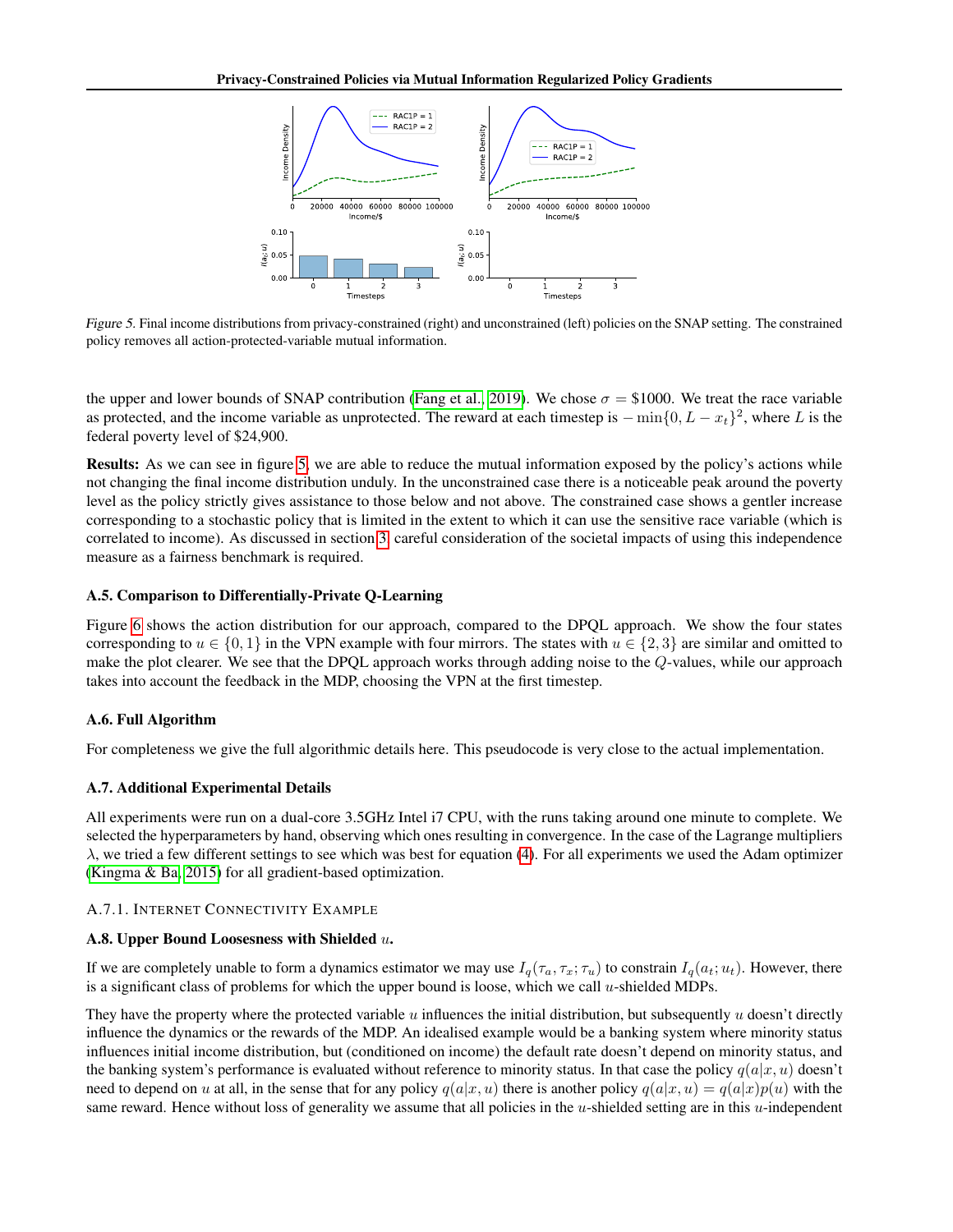*Figure 5.* Final income distributions from privacy-constrained (right) and unconstrained (left) policies on the SNAP setting. The constrained policy removes all action-protected-variable mutual information.

the upper and lower bounds of SNAP contribution (Fang et al., 2019). We chose $\sigma = \$1000$. We treat the race variable as protected, and the income variable as unprotected. The reward at each timestep is $-\min\{0, L - x_t\}^2$, where $L$ is the federal poverty level of \$24,900.

**Results:** As we can see in figure 5, we are able to reduce the mutual information exposed by the policy's actions while not changing the final income distribution unduly. In the unconstrained case there is a noticeable peak around the poverty level as the policy strictly gives assistance to those below and not above. The constrained case shows a gentler increase corresponding to a stochastic policy that is limited in the extent to which it can use the sensitive race variable (which is correlated to income). As discussed in section 3, careful consideration of the societal impacts of using this independence measure as a fairness benchmark is required.

### A.5. Comparison to Differentially-Private Q-Learning

Figure 6 shows the action distribution for our approach, compared to the DPQL approach. We show the four states corresponding to $u \in \{0, 1\}$ in the VPN example with four mirrors. The states with $u \in \{2, 3\}$ are similar and omitted to make the plot clearer. We see that the DPQL approach works through adding noise to the $Q$-values, while our approach takes into account the feedback in the MDP, choosing the VPN at the first timestep.

### A.6. Full Algorithm

For completeness we give the full algorithmic details here. This pseudocode is very close to the actual implementation.

### A.7. Additional Experimental Details

All experiments were run on a dual-core 3.5GHz Intel i7 CPU, with the runs taking around one minute to complete. We selected the hyperparameters by hand, observing which ones resulting in convergence. In the case of the Lagrange multipliers $\lambda$, we tried a few different settings to see which was best for equation (4). For all experiments we used the Adam optimizer (Kingma & Ba, 2015) for all gradient-based optimization.

#### A.7.1. Internet Connectivity Example

### A.8. Upper Bound Loosesness with Shielded $u$.

If we are completely unable to form a dynamics estimator we may use $I_q(\tau_a, \tau_x; \tau_u)$ to constrain $I_q(a_t; u_t)$. However, there is a significant class of problems for which the upper bound is loose, which we call $u$-shielded MDPs.

They have the property where the protected variable $u$ influences the initial distribution, but subsequently $u$ doesn't directly influence the dynamics or the rewards of the MDP. An idealised example would be a banking system where minority status influences initial income distribution, but (conditioned on income) the default rate doesn't depend on minority status, and the banking system's performance is evaluated without reference to minority status. In that case the policy $q(a|x, u)$ doesn't need to depend on $u$ at all, in the sense that for any policy $q(a|x, u)$ there is another policy $q(a|x, u) = q(a|x)p(u)$ with the same reward. Hence without loss of generality we assume that all policies in the $u$-shielded setting are in this $u$-independent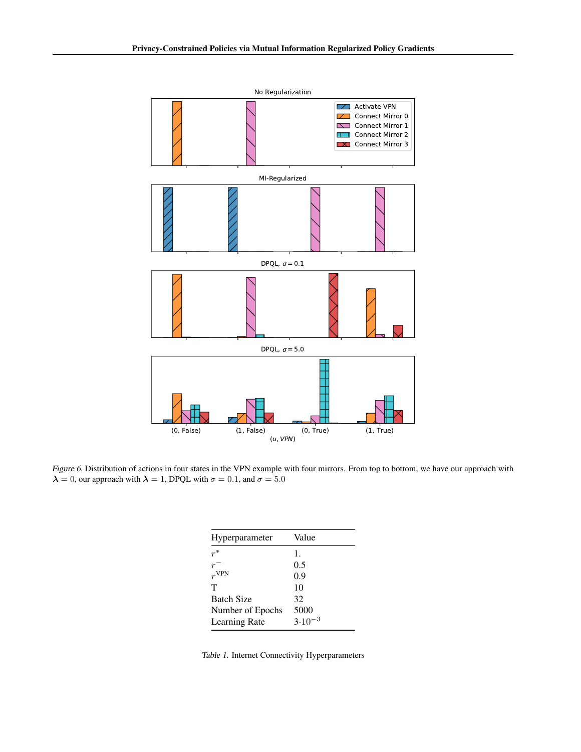*Figure 6.* Distribution of actions in four states in the VPN example with four mirrors. From top to bottom, we have our approach with $\boldsymbol{\lambda} = 0$, our approach with $\boldsymbol{\lambda} = 1$, DPQL with $\sigma = 0.1$, and $\sigma = 5.0$

| Hyperparameter | Value |
|---|---|
| $r^*$ | 1. |
| $r^-$ | 0.5 |
| $r^{\text{VPN}}$ | 0.9 |
| T | 10 |
| Batch Size | 32 |
| Number of Epochs | 5000 |
| Learning Rate | $3 \cdot 10^{-3}$ |

*Table 1.* Internet Connectivity Hyperparameters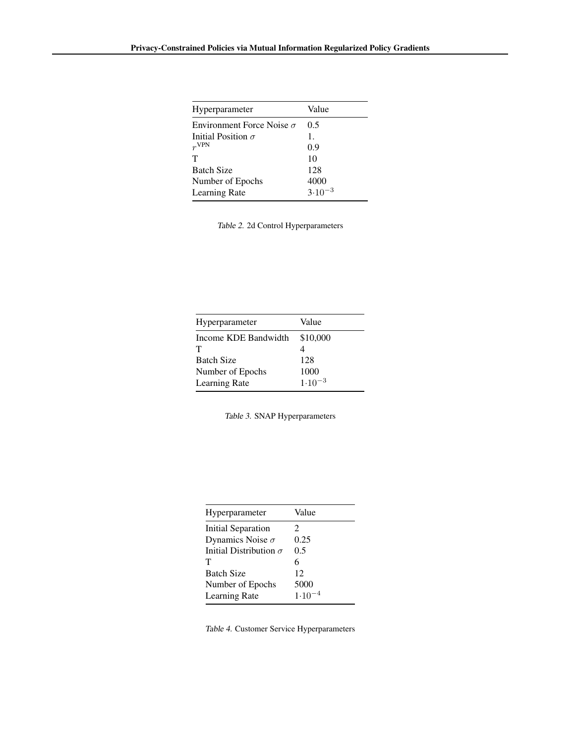| Hyperparameter | Value |
| --- | --- |
| Environment Force Noise $\sigma$ | 0.5 |
| Initial Position $\sigma$ | 1. |
| $r^{\text{VPN}}$ | 0.9 |
| T | 10 |
| Batch Size | 128 |
| Number of Epochs | 4000 |
| Learning Rate | $3 \cdot 10^{-3}$ |

*Table 2.* 2d Control Hyperparameters

| Hyperparameter | Value |
| --- | --- |
| Income KDE Bandwidth | $10,000 |
| T | 4 |
| Batch Size | 128 |
| Number of Epochs | 1000 |
| Learning Rate | $1 \cdot 10^{-3}$ |

*Table 3.* SNAP Hyperparameters

| Hyperparameter | Value |
| --- | --- |
| Initial Separation | 2 |
| Dynamics Noise $\sigma$ | 0.25 |
| Initial Distribution $\sigma$ | 0.5 |
| T | 6 |
| Batch Size | 12 |
| Number of Epochs | 5000 |
| Learning Rate | $1 \cdot 10^{-4}$ |

*Table 4.* Customer Service Hyperparameters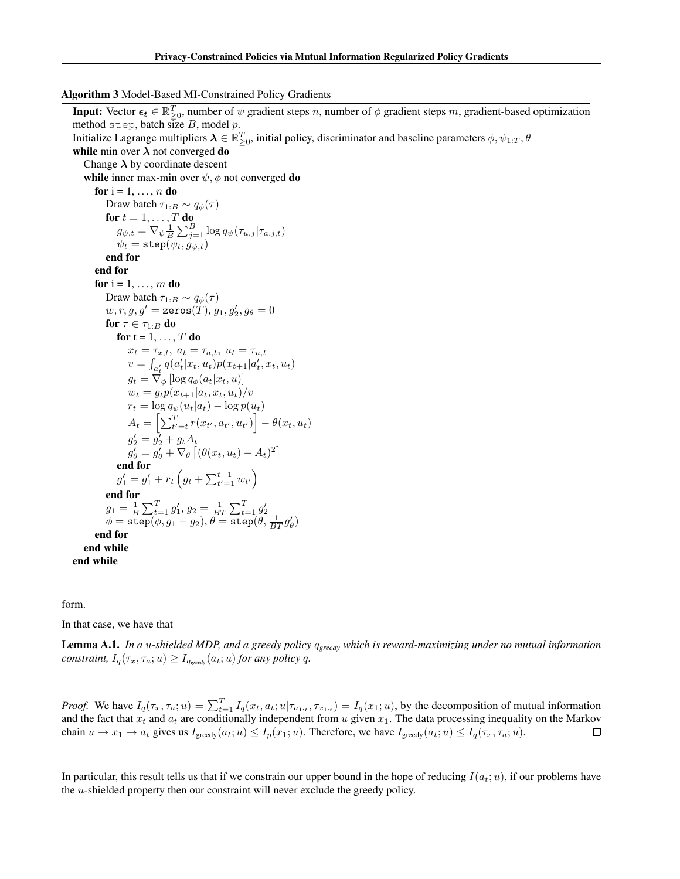**Algorithm 3** Model-Based MI-Constrained Policy Gradients

```
Input: Vector ϵ_t ∈ ℝ^T_{≥0}, number of ψ gradient steps n, number of ϕ gradient steps m, gradient-based optimization
method step, batch size B, model p.
Initialize Lagrange multipliers λ ∈ ℝ^T_{≥0}, initial policy, discriminator and baseline parameters ϕ, ψ_{1:T}, θ
while min over λ not converged do
  Change λ by coordinate descent
  while inner max-min over ψ, ϕ not converged do
    for i = 1, ..., n do
      Draw batch τ_{1:B} ~ q_ϕ(τ)
      for t = 1, ..., T do
        g_{ψ,t} = ∇_ψ (1/B) Σ_{j=1}^{B} log q_ψ(τ_{u,j} | τ_{a,j,t})
        ψ_t = step(ψ_t, g_{ψ,t})
      end for
    end for
    for i = 1, ..., m do
      Draw batch τ_{1:B} ~ q_ϕ(τ)
      w, r, g, g' = zeros(T), g_1, g'_2, g_θ = 0
      for τ ∈ τ_{1:B} do
        for t = 1, ..., T do
          x_t = τ_{x,t}, a_t = τ_{a,t}, u_t = τ_{u,t}
          v = ∫_{a'_t} q(a'_t | x_t, u_t) p(x_{t+1} | a'_t, x_t, u_t)
          g_t = ∇_ϕ [log q_ϕ(a_t | x_t, u)]
          w_t = g_t p(x_{t+1} | a_t, x_t, u_t) / v
          r_t = log q_ψ(u_t | a_t) − log p(u_t)
          A_t = [Σ_{t'=t}^{T} r(x_{t'}, a_{t'}, u_{t'})] − θ(x_t, u_t)
          g'_2 = g'_2 + g_t A_t
          g'_θ = g'_θ + ∇_θ [(θ(x_t, u_t) − A_t)^2]
        end for
        g'_1 = g'_1 + r_t (g_t + Σ_{t'=1}^{t-1} w_{t'})
      end for
      g_1 = (1/B) Σ_{t=1}^{T} g'_1, g_2 = (1/(BT)) Σ_{t=1}^{T} g'_2
      ϕ = step(ϕ, g_1 + g_2), θ = step(θ, (1/(BT)) g'_θ)
    end for
  end while
end while
```

form.

In that case, we have that

**Lemma A.1.** *In a $u$-shielded MDP, and a greedy policy $q_{greedy}$ which is reward-maximizing under no mutual information constraint, $I_q(\tau_x, \tau_a; u) \geq I_{q_{greedy}}(a_t; u)$ for any policy $q$.*

*Proof.* We have $I_q(\tau_x, \tau_a; u) = \sum_{t=1}^{T} I_q(x_t, a_t; u | \tau_{a_{1:t}}, \tau_{x_{1:t}}) = I_q(x_1; u)$, by the decomposition of mutual information and the fact that $x_t$ and $a_t$ are conditionally independent from $u$ given $x_1$. The data processing inequality on the Markov chain $u \to x_1 \to a_t$ gives us $I_{\text{greedy}}(a_t; u) \leq I_p(x_1; u)$. Therefore, we have $I_{\text{greedy}}(a_t; u) \leq I_q(\tau_x, \tau_a; u)$. $\square$

In particular, this result tells us that if we constrain our upper bound in the hope of reducing $I(a_t; u)$, if our problems have the $u$-shielded property then our constraint will never exclude the greedy policy.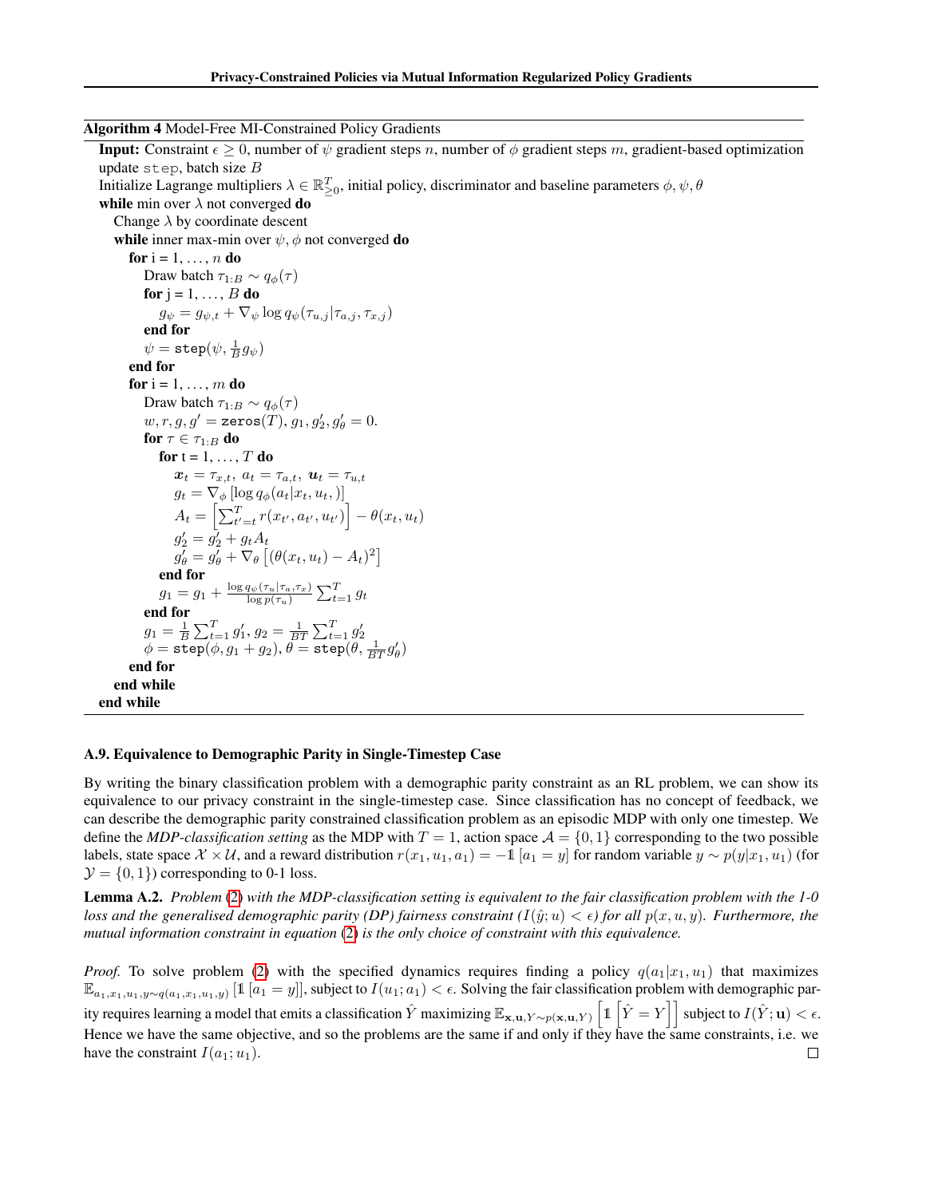**Algorithm 4** Model-Free MI-Constrained Policy Gradients

```
Input: Constraint ϵ ≥ 0, number of ψ gradient steps n, number of ϕ gradient steps m, gradient-based optimization
update step, batch size B
Initialize Lagrange multipliers λ ∈ R^T_{≥0}, initial policy, discriminator and baseline parameters ϕ, ψ, θ
while min over λ not converged do
  Change λ by coordinate descent
  while inner max-min over ψ, ϕ not converged do
    for i = 1, ..., n do
      Draw batch τ_{1:B} ~ q_ϕ(τ)
      for j = 1, ..., B do
        g_ψ = g_{ψ,t} + ∇_ψ log q_ψ(τ_{u,j} | τ_{a,j}, τ_{x,j})
      end for
      ψ = step(ψ, (1/B) g_ψ)
    end for
    for i = 1, ..., m do
      Draw batch τ_{1:B} ~ q_ϕ(τ)
      w, r, g, g' = zeros(T), g_1, g'_2, g'_θ = 0.
      for τ ∈ τ_{1:B} do
        for t = 1, ..., T do
          x_t = τ_{x,t}, a_t = τ_{a,t}, u_t = τ_{u,t}
          g_t = ∇_ϕ [log q_ϕ(a_t | x_t, u_t, )]
          A_t = [ Σ_{t'=t}^{T} r(x_{t'}, a_{t'}, u_{t'}) ] − θ(x_t, u_t)
          g'_2 = g'_2 + g_t A_t
          g'_θ = g'_θ + ∇_θ [ (θ(x_t, u_t) − A_t)^2 ]
        end for
        g_1 = g_1 + (log q_ψ(τ_u | τ_a, τ_x) / log p(τ_u)) Σ_{t=1}^{T} g_t
      end for
      g_1 = (1/B) Σ_{t=1}^{T} g'_1, g_2 = (1/(BT)) Σ_{t=1}^{T} g'_2
      ϕ = step(ϕ, g_1 + g_2), θ = step(θ, (1/(BT)) g'_θ)
    end for
  end while
end while
```

### A.9. Equivalence to Demographic Parity in Single-Timestep Case

By writing the binary classification problem with a demographic parity constraint as an RL problem, we can show its equivalence to our privacy constraint in the single-timestep case. Since classification has no concept of feedback, we can describe the demographic parity constrained classification problem as an episodic MDP with only one timestep. We define the *MDP-classification setting* as the MDP with $T = 1$, action space $\mathcal{A} = \{0, 1\}$ corresponding to the two possible labels, state space $\mathcal{X} \times \mathcal{U}$, and a reward distribution $r(x_1, u_1, a_1) = -\mathbb{1}[a_1 = y]$ for random variable $y \sim p(y|x_1, u_1)$ (for $\mathcal{Y} = \{0, 1\}$) corresponding to 0-1 loss.

**Lemma A.2.** *Problem (2) with the MDP-classification setting is equivalent to the fair classification problem with the 1-0 loss and the generalised demographic parity (DP) fairness constraint ($I(\hat{y}; u) < \epsilon$) for all $p(x, u, y)$. Furthermore, the mutual information constraint in equation (2) is the only choice of constraint with this equivalence.*

*Proof.* To solve problem (2) with the specified dynamics requires finding a policy $q(a_1|x_1, u_1)$ that maximizes $\mathbb{E}_{a_1,x_1,u_1,y\sim q(a_1,x_1,u_1,y)}[\mathbb{1}[a_1 = y]]$, subject to $I(u_1; a_1) < \epsilon$. Solving the fair classification problem with demographic parity requires learning a model that emits a classification $\hat{Y}$ maximizing $\mathbb{E}_{\mathbf{x},\mathbf{u},Y\sim p(\mathbf{x},\mathbf{u},Y)}\left[\mathbb{1}\left[\hat{Y} = Y\right]\right]$ subject to $I(\hat{Y}; \mathbf{u}) < \epsilon$. Hence we have the same objective, and so the problems are the same if and only if they have the same constraints, i.e. we have the constraint $I(a_1; u_1)$. □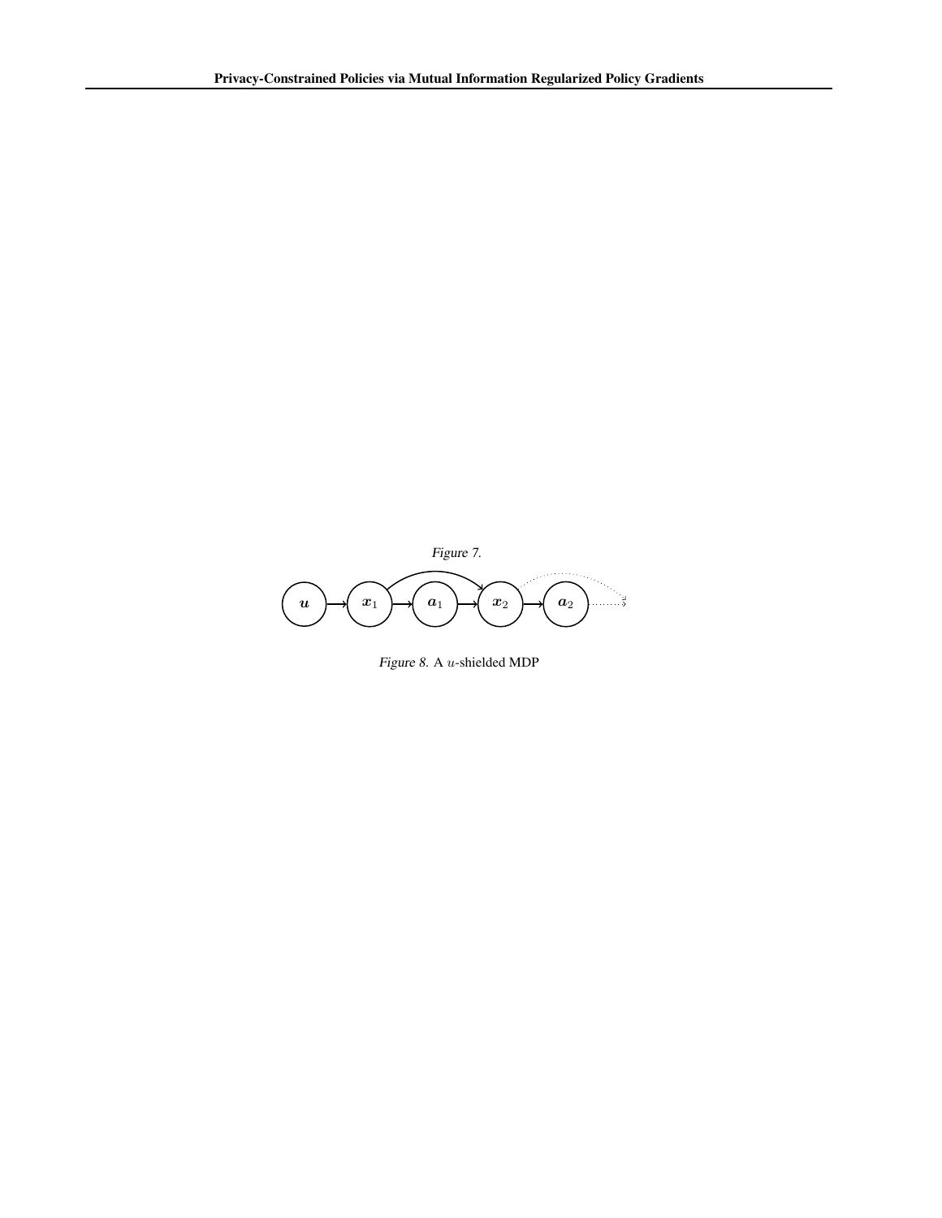*Figure 7.*

$u$

$x_1$

$a_1$

$x_2$

$a_2$

*Figure 8.* A $u$-shielded MDP